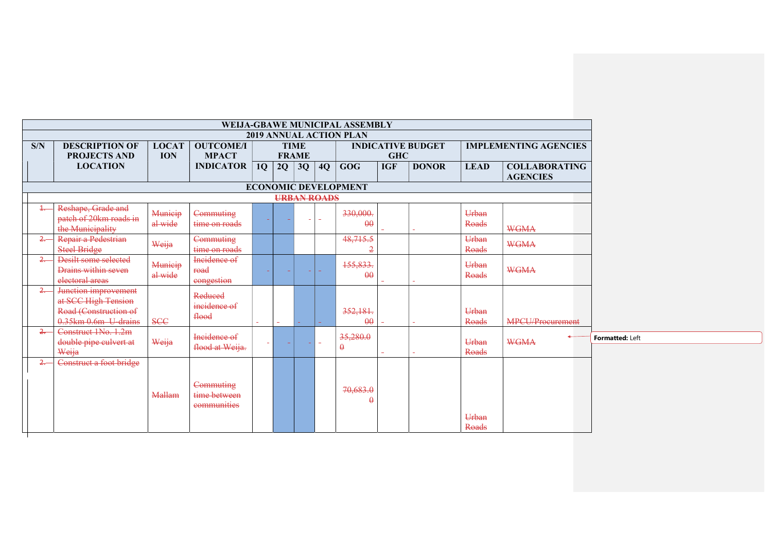| WEIJA-GBAWE MUNICIPAL ASSEMBLY | | | | | | | | | | | | |
|---|---|---|---|---|---|---|---|---|---|---|---|---|
| 2019 ANNUAL ACTION PLAN | | | | | | | | | | | | |
| S/N | DESCRIPTION OF PROJECTS AND LOCATION | LOCATION | OUTCOME/IMPACT INDICATOR | TIME FRAME | | | | INDICATIVE BUDGET GHC | | | IMPLEMENTING AGENCIES | |
| | | | | 1Q | 2Q | 3Q | 4Q | GOG | IGF | DONOR | LEAD | COLLABORATING AGENCIES |
| ECONOMIC DEVELOPMENT | | | | | | | | | | | | |
| ~~URBAN ROADS~~ | | | | | | | | | | | | |
| ~~1.~~ | ~~Reshape, Grade and patch of 20km roads in the Municipality~~ | ~~Municipal wide~~ | ~~Commuting time on roads~~ | - | - | - | - | ~~330,000.00~~ | - | - | ~~Urban Roads~~ | ~~WGMA~~ |
| ~~2.~~ | ~~Repair a Pedestrian Steel Bridge~~ | ~~Weija~~ | ~~Commuting time on roads~~ | | | | | ~~48,715.52~~ | | | ~~Urban Roads~~ | ~~WGMA~~ |
| ~~2.~~ | ~~Desilt some selected Drains within seven electoral areas~~ | ~~Municipal wide~~ | ~~Incidence of road congestion~~ | - | - | - | - | ~~155,833.00~~ | - | - | ~~Urban Roads~~ | ~~WGMA~~ |
| ~~2.~~ | ~~Junction improvement at SCC High Tension Road (Construction of 0.35km 0.6m U-drains~~ | ~~SCC~~ | ~~Reduced incidence of flood~~ | - | - | - | - | ~~352,181.00~~ | - | - | ~~Urban Roads~~ | ~~MPCU/Procurement~~ |
| ~~2.~~ | ~~Construct 1No. 1.2m double pipe culvert at Weija~~ | ~~Weija~~ | ~~Incidence of flood at Weija.~~ | - | - | - | - | ~~35,280.00~~ | - | - | ~~Urban Roads~~ | ~~WGMA~~ |
| ~~2.~~ | ~~Construct a foot bridge~~ | ~~Mallam~~ | ~~Commuting time between communities~~ | | | | | ~~70,683.00~~ | | | ~~Urban Roads~~ | |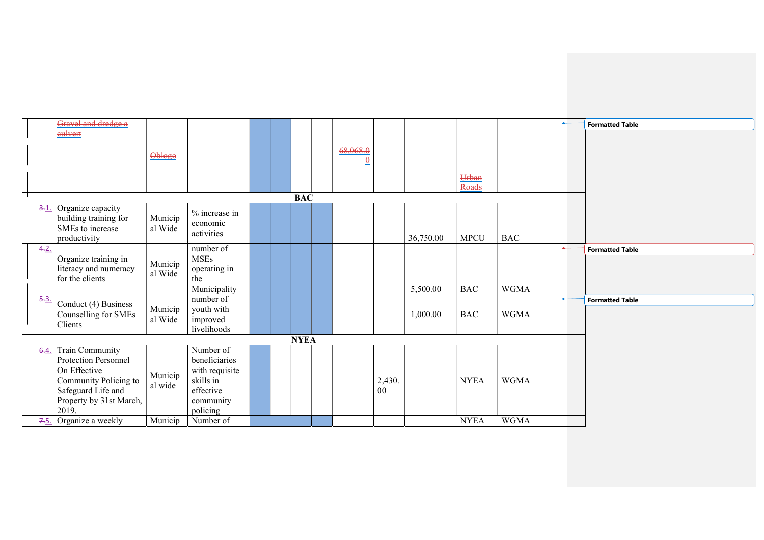| | | | | | | | | | | | | |
|---|---|---|---|---|---|---|---|---|---|---|---|---|
| | Gravel and dredge a culvert | Oblogo | | | | | | 68,068.00 | | | Urban Roads | |
| **BAC** | | | | | | | | | | | | |
| 3.1. | Organize capacity building training for SMEs to increase productivity | Municipal Wide | % increase in economic activities | | | | | | | 36,750.00 | MPCU | BAC |
| 4.2. | Organize training in literacy and numeracy for the clients | Municipal Wide | number of MSEs operating in the Municipality | | | | | | | 5,500.00 | BAC | WGMA |
| 5.3. | Conduct (4) Business Counselling for SMEs Clients | Municipal Wide | number of youth with improved livelihoods | | | | | | | 1,000.00 | BAC | WGMA |
| **NYEA** | | | | | | | | | | | | |
| 6.4. | Train Community Protection Personnel On Effective Community Policing to Safeguard Life and Property by 31st March, 2019. | Municipal wide | Number of beneficiaries with requisite skills in effective community policing | | | | | | 2,430.00 | | NYEA | WGMA |
| 7.5. | Organize a weekly | Municip | Number of | | | | | | | | NYEA | WGMA |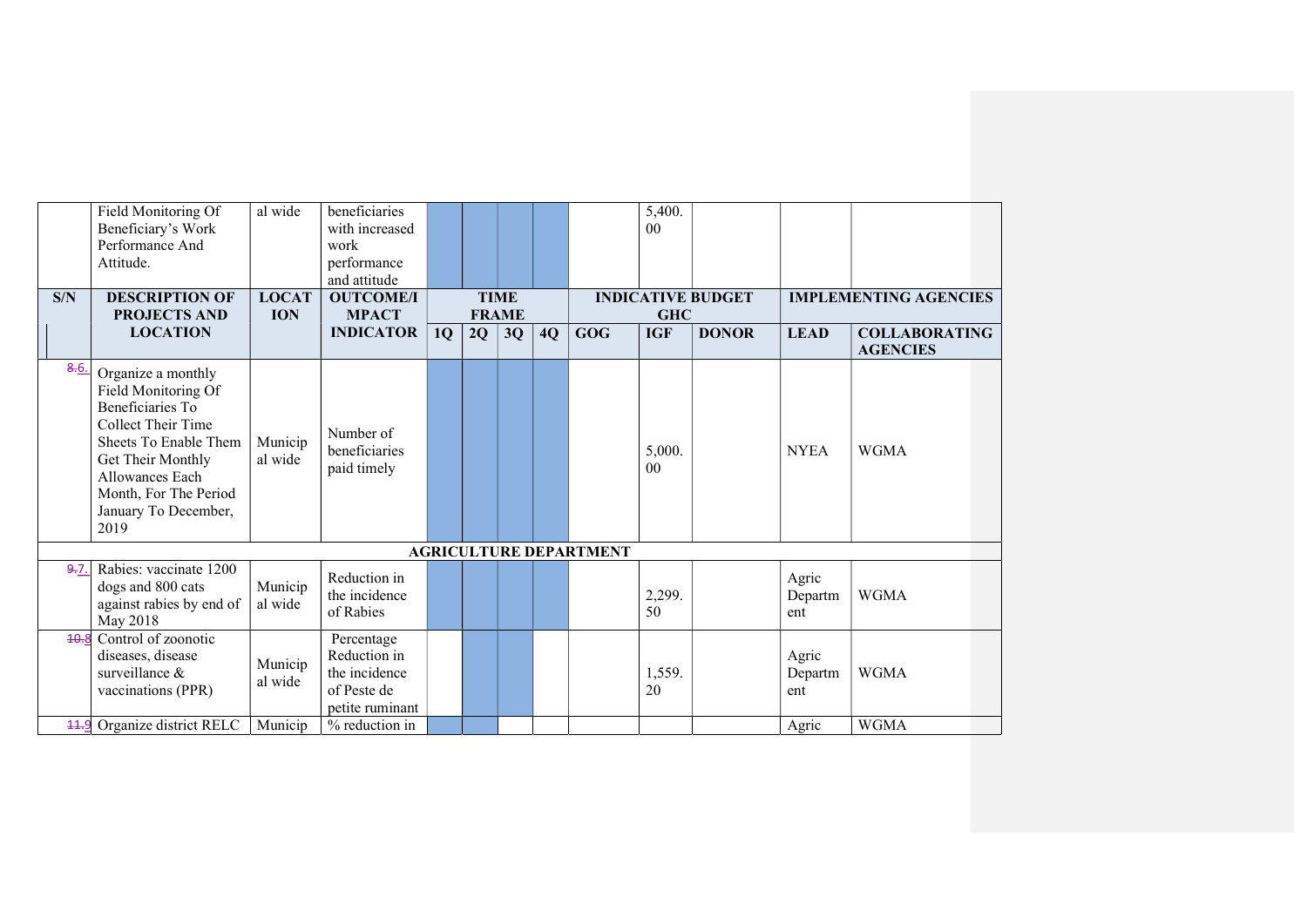| S/N | DESCRIPTION OF PROJECTS AND LOCATION | LOCATION | OUTCOME/IMPACT INDICATOR | TIME FRAME | | | | INDICATIVE BUDGET GHC | | | IMPLEMENTING AGENCIES | |
|---|---|---|---|---|---|---|---|---|---|---|---|---|
| | | | | 1Q | 2Q | 3Q | 4Q | GOG | IGF | DONOR | LEAD | COLLABORATING AGENCIES |
| | Field Monitoring Of Beneficiary's Work Performance And Attitude. | al wide | beneficiaries with increased work performance and attitude | | | | | | 5,400.00 | | | |
| 8.6. | Organize a monthly Field Monitoring Of Beneficiaries To Collect Their Time Sheets To Enable Them Get Their Monthly Allowances Each Month, For The Period January To December, 2019 | Municipal wide | Number of beneficiaries paid timely | | | | | | 5,000.00 | | NYEA | WGMA |
| **AGRICULTURE DEPARTMENT** | | | | | | | | | | | | |
| 9.7. | Rabies: vaccinate 1200 dogs and 800 cats against rabies by end of May 2018 | Municipal wide | Reduction in the incidence of Rabies | | | | | | 2,299.50 | | Agric Department | WGMA |
| 10.8 | Control of zoonotic diseases, disease surveillance & vaccinations (PPR) | Municipal wide | Percentage Reduction in the incidence of Peste de petite ruminant | | | | | | 1,559.20 | | Agric Department | WGMA |
| 11.9 | Organize district RELC | Municip | % reduction in | | | | | | | | Agric | WGMA |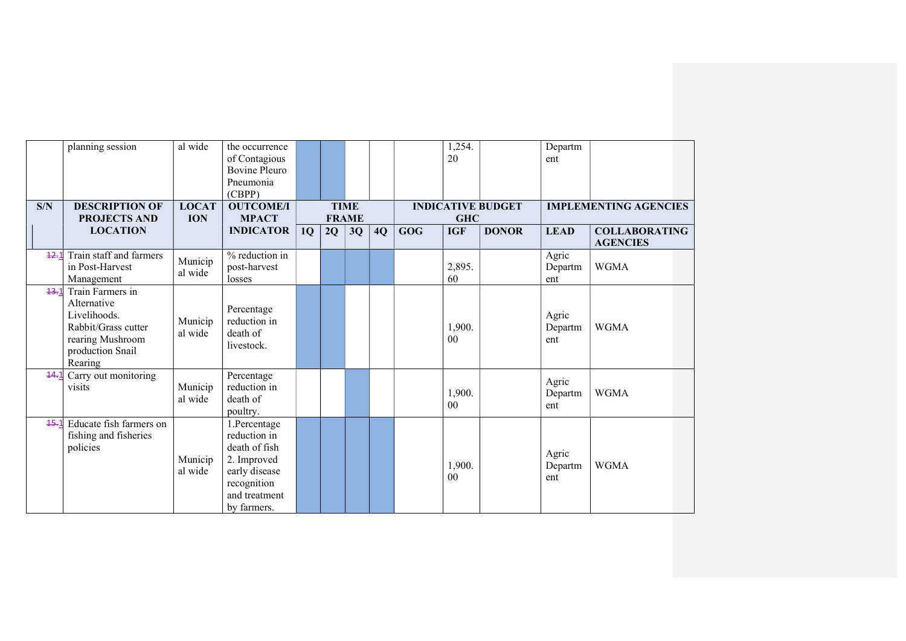| S/N | DESCRIPTION OF PROJECTS AND LOCATION | LOCATION | OUTCOME/IMPACT INDICATOR | TIME FRAME | | | | INDICATIVE BUDGET GHC | | | IMPLEMENTING AGENCIES | |
|---|---|---|---|---|---|---|---|---|---|---|---|---|
| | | | | 1Q | 2Q | 3Q | 4Q | GOG | IGF | DONOR | LEAD | COLLABORATING AGENCIES |
| | planning session | al wide | the occurrence of Contagious Bovine Pleuro Pneumonia (CBPP) | | | | | | 1,254.20 | | Department | |
| ~~12.~~1 | Train staff and farmers in Post-Harvest Management | Municipal wide | % reduction in post-harvest losses | | | | | | 2,895.60 | | Agric Department | WGMA |
| ~~13.~~1 | Train Farmers in Alternative Livelihoods. Rabbit/Grass cutter rearing Mushroom production Snail Rearing | Municipal wide | Percentage reduction in death of livestock. | | | | | | 1,900.00 | | Agric Department | WGMA |
| ~~14.~~1 | Carry out monitoring visits | Municipal wide | Percentage reduction in death of poultry. | | | | | | 1,900.00 | | Agric Department | WGMA |
| ~~15.~~1 | Educate fish farmers on fishing and fisheries policies | Municipal wide | 1.Percentage reduction in death of fish 2. Improved early disease recognition and treatment by farmers. | | | | | | 1,900.00 | | Agric Department | WGMA |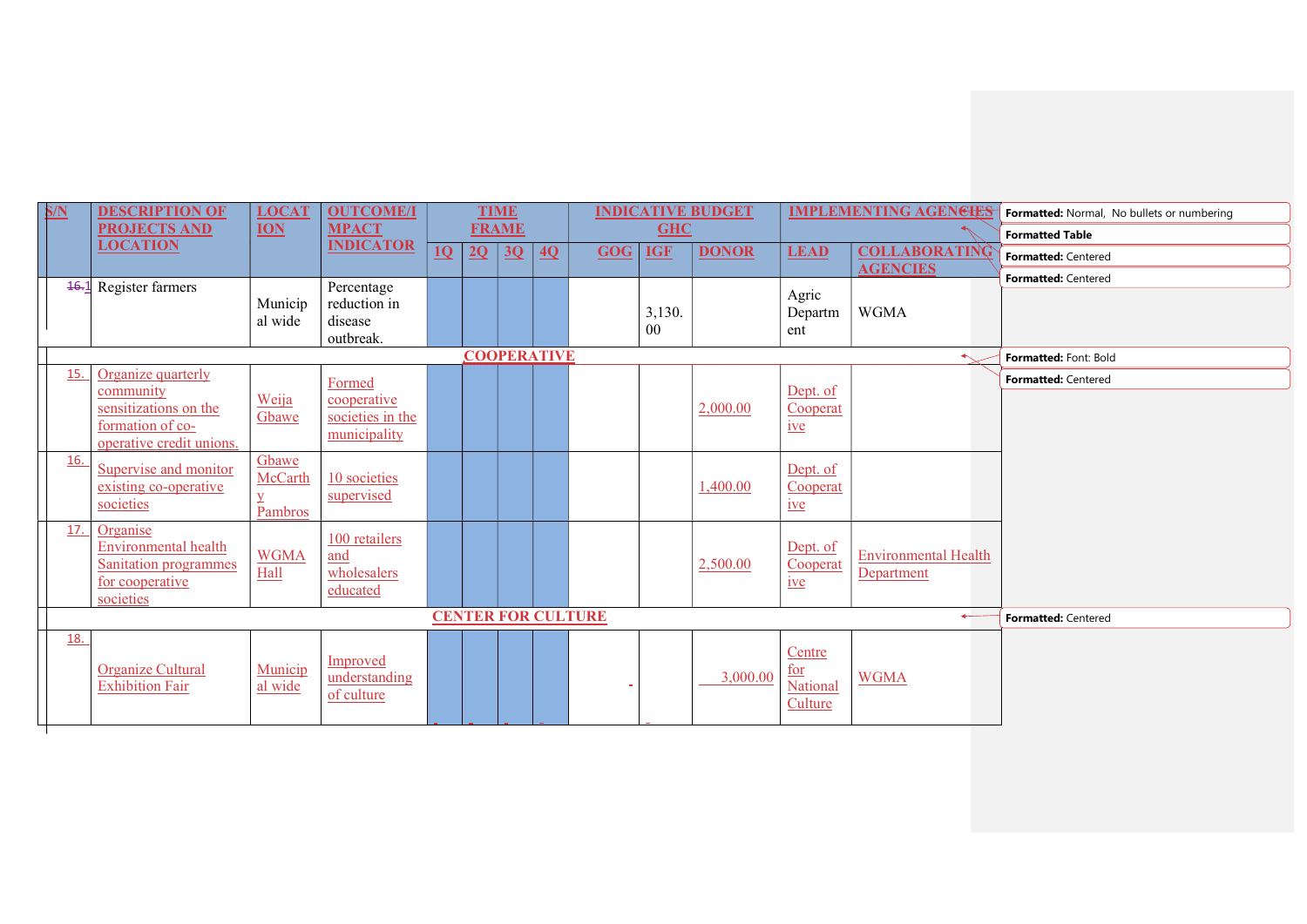| S/N | DESCRIPTION OF PROJECTS AND LOCATION | LOCATION | OUTCOME/IMPACT INDICATOR | TIME FRAME | | | | INDICATIVE BUDGET GHC | | | IMPLEMENTING AGENCIES | |
|---|---|---|---|---|---|---|---|---|---|---|---|---|
| | | | | 1Q | 2Q | 3Q | 4Q | GOG | IGF | DONOR | LEAD | COLLABORATING AGENCIES |
| 16.1 | Register farmers | Municipal wide | Percentage reduction in disease outbreak. | | | | | | 3,130.00 | | Agric Department | WGMA |
| | | | | | | COOPERATIVE | | | | | | |
| 15. | Organize quarterly community sensitizations on the formation of co-operative credit unions. | Weija Gbawe | Formed cooperative societies in the municipality | | | | | | | 2,000.00 | Dept. of Cooperative | |
| 16. | Supervise and monitor existing co-operative societies | Gbawe McCarthy Pambros | 10 societies supervised | | | | | | | 1,400.00 | Dept. of Cooperative | |
| 17. | Organise Environmental health Sanitation programmes for cooperative societies | WGMA Hall | 100 retailers and wholesalers educated | | | | | | | 2,500.00 | Dept. of Cooperative | Environmental Health Department |
| | | | | | | CENTER FOR CULTURE | | | | | | |
| 18. | Organize Cultural Exhibition Fair | Municipal wide | Improved understanding of culture | | | | | - | | 3,000.00 | Centre for National Culture | WGMA |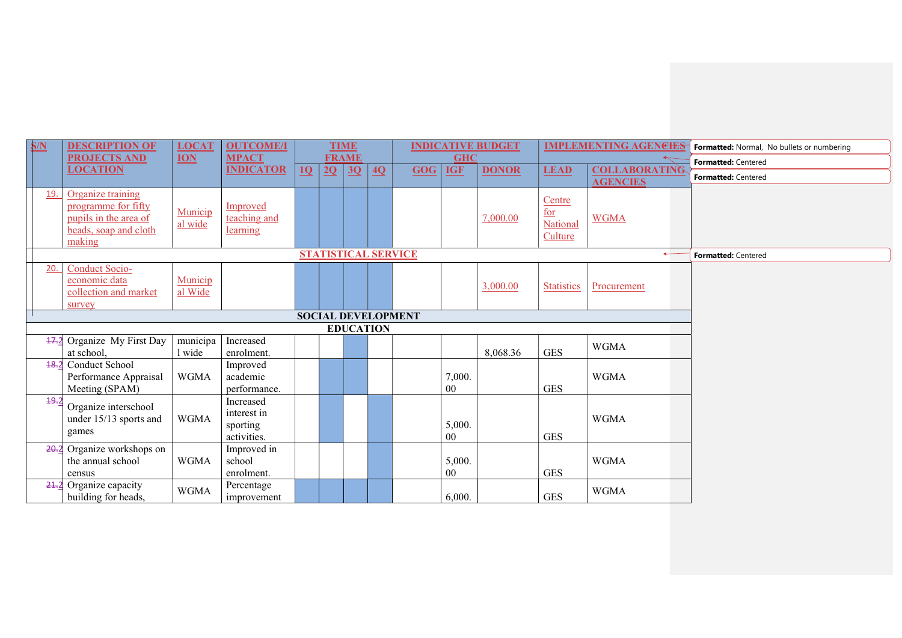| S/N | DESCRIPTION OF PROJECTS AND LOCATION | LOCATION | OUTCOME/IMPACT INDICATOR | TIME FRAME | | | | INDICATIVE BUDGET GHC | | | IMPLEMENTING AGENCIES | |
|---|---|---|---|---|---|---|---|---|---|---|---|---|
| | | | | 1Q | 2Q | 3Q | 4Q | GOG | IGF | DONOR | LEAD | COLLABORATING AGENCIES |
| 19. | Organize training programme for fifty pupils in the area of beads, soap and cloth making | Municipal wide | Improved teaching and learning | | | | | | | 7,000.00 | Centre for National Culture | WGMA |
| **STATISTICAL SERVICE** | | | | | | | | | | | | |
| 20. | Conduct Socio-economic data collection and market survey | Municipal Wide | | | | | | | | 3,000.00 | Statistics | Procurement |
| **SOCIAL DEVELOPMENT** | | | | | | | | | | | | |
| **EDUCATION** | | | | | | | | | | | | |
| 17.2 | Organize My First Day at school, | municipal wide | Increased enrolment. | | | | | | | 8,068.36 | GES | WGMA |
| 18.2 | Conduct School Performance Appraisal Meeting (SPAM) | WGMA | Improved academic performance. | | | | | | 7,000.00 | | GES | WGMA |
| 19.2 | Organize interschool under 15/13 sports and games | WGMA | Increased interest in sporting activities. | | | | | | 5,000.00 | | GES | WGMA |
| 20.2 | Organize workshops on the annual school census | WGMA | Improved in school enrolment. | | | | | | 5,000.00 | | GES | WGMA |
| 21.2 | Organize capacity building for heads, | WGMA | Percentage improvement | | | | | | 6,000. | | GES | WGMA |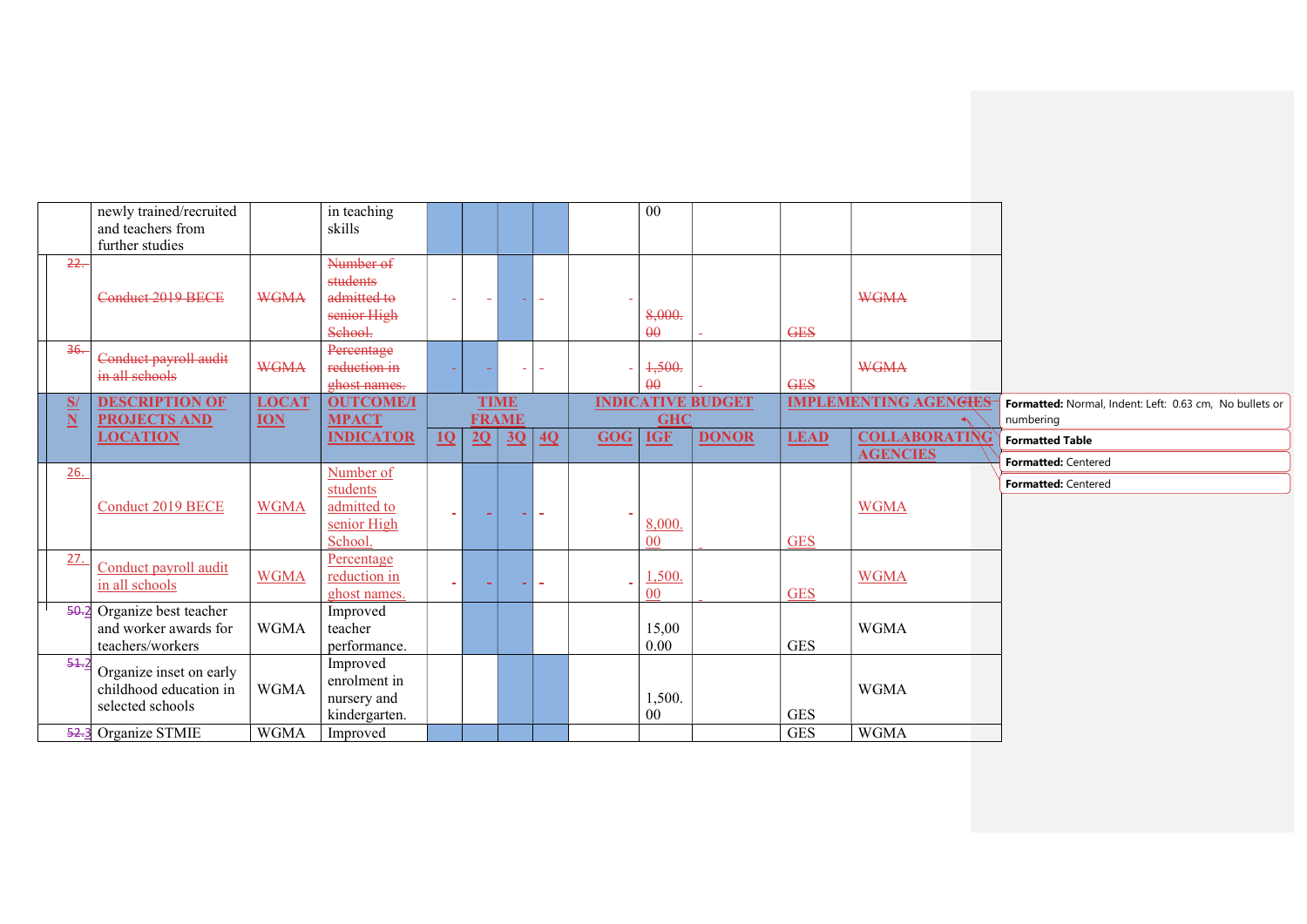| S/N | DESCRIPTION OF PROJECTS AND LOCATION | LOCATION | OUTCOME/IMPACT INDICATOR | TIME FRAME | | | | INDICATIVE BUDGET GHC | | | IMPLEMENTING AGENCIES | |
|---|---|---|---|---|---|---|---|---|---|---|---|---|
| | | | | 1Q | 2Q | 3Q | 4Q | GOG | IGF | DONOR | LEAD | COLLABORATING AGENCIES |
| | newly trained/recruited and teachers from further studies | | in teaching skills | | | | | | 00 | | | |
| 22. | Conduct 2019 BECE | WGMA | Number of students admitted to senior High School. | - | - | - | - | - | 8,000.00 | - | GES | WGMA |
| 36. | Conduct payroll audit in all schools | WGMA | Percentage reduction in ghost names. | - | - | - | - | - | 1,500.00 | - | GES | WGMA |
| 26. | Conduct 2019 BECE | WGMA | Number of students admitted to senior High School. | - | - | - | - | - | 8,000.00 | - | GES | WGMA |
| 27. | Conduct payroll audit in all schools | WGMA | Percentage reduction in ghost names. | - | - | - | - | - | 1,500.00 | - | GES | WGMA |
| 50.2 | Organize best teacher and worker awards for teachers/workers | WGMA | Improved teacher performance. | | | | | | 15,000.00 | | GES | WGMA |
| 51.2 | Organize inset on early childhood education in selected schools | WGMA | Improved enrolment in nursery and kindergarten. | | | | | | 1,500.00 | | GES | WGMA |
| 52.3 | Organize STMIE | WGMA | Improved | | | | | | | | GES | WGMA |

Formatted: Normal, Indent: Left: 0.63 cm, No bullets or numbering

Formatted Table

Formatted: Centered

Formatted: Centered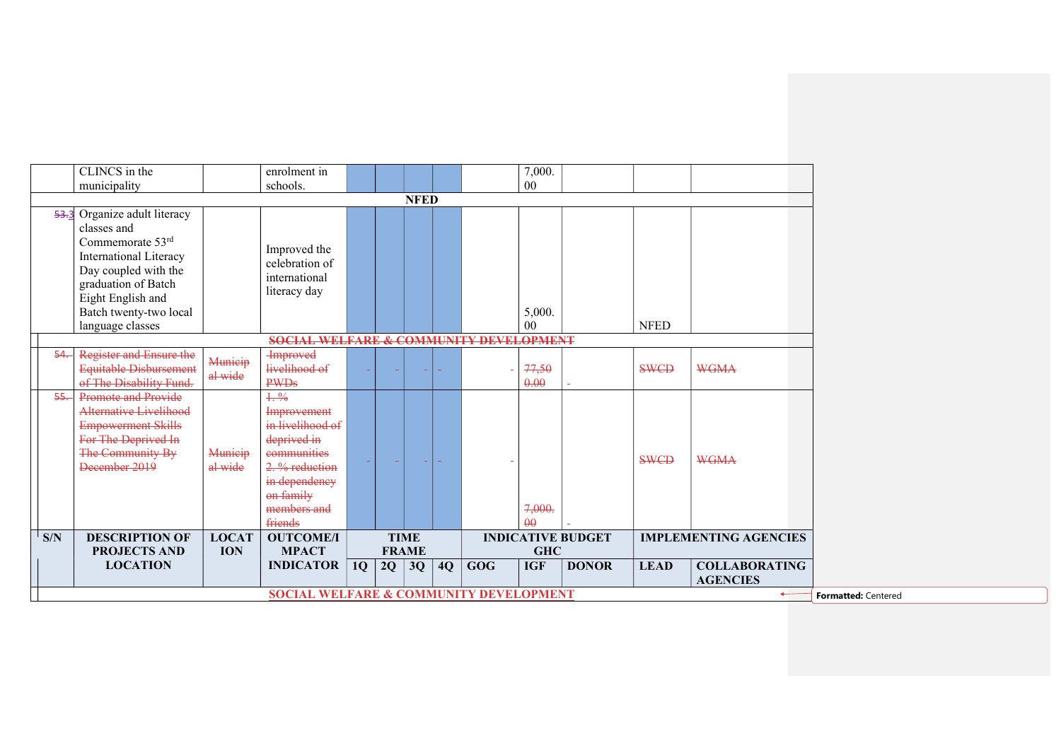| | CLINCS in the municipality | | enrolment in schools. | | | | | | 7,000.00 | | | |
|---|---|---|---|---|---|---|---|---|---|---|---|---|
| **NFED** | | | | | | | | | | | | |
| 53.3 | Organize adult literacy classes and Commemorate 53rd International Literacy Day coupled with the graduation of Batch Eight English and Batch twenty-two local language classes | | Improved the celebration of international literacy day | | | | | | 5,000.00 | | NFED | |
| **SOCIAL WELFARE & COMMUNITY DEVELOPMENT** | | | | | | | | | | | | |
| 54. | Register and Ensure the Equitable Disbursement of The Disability Fund. | Municipal wide | Improved livelihood of PWDs | - | - | - | - | - | 77,500.00 | - | SWCD | WGMA |
| 55. | Promote and Provide Alternative Livelihood Empowerment Skills For The Deprived In The Community By December 2019 | Municipal wide | 1. % Improvement in livelihood of deprived in communities 2. % reduction in dependency on family members and friends | - | - | - | - | - | 7,000.00 | - | SWCD | WGMA |
| **S/N** | **DESCRIPTION OF PROJECTS AND LOCATION** | **LOCATION** | **OUTCOME/IMPACT INDICATOR** | **TIME FRAME** | | | | **INDICATIVE BUDGET GHC** | | | **IMPLEMENTING AGENCIES** | |
| | | | | **1Q** | **2Q** | **3Q** | **4Q** | **GOG** | **IGF** | **DONOR** | **LEAD** | **COLLABORATING AGENCIES** |
| **SOCIAL WELFARE & COMMUNITY DEVELOPMENT** | | | | | | | | | | | | |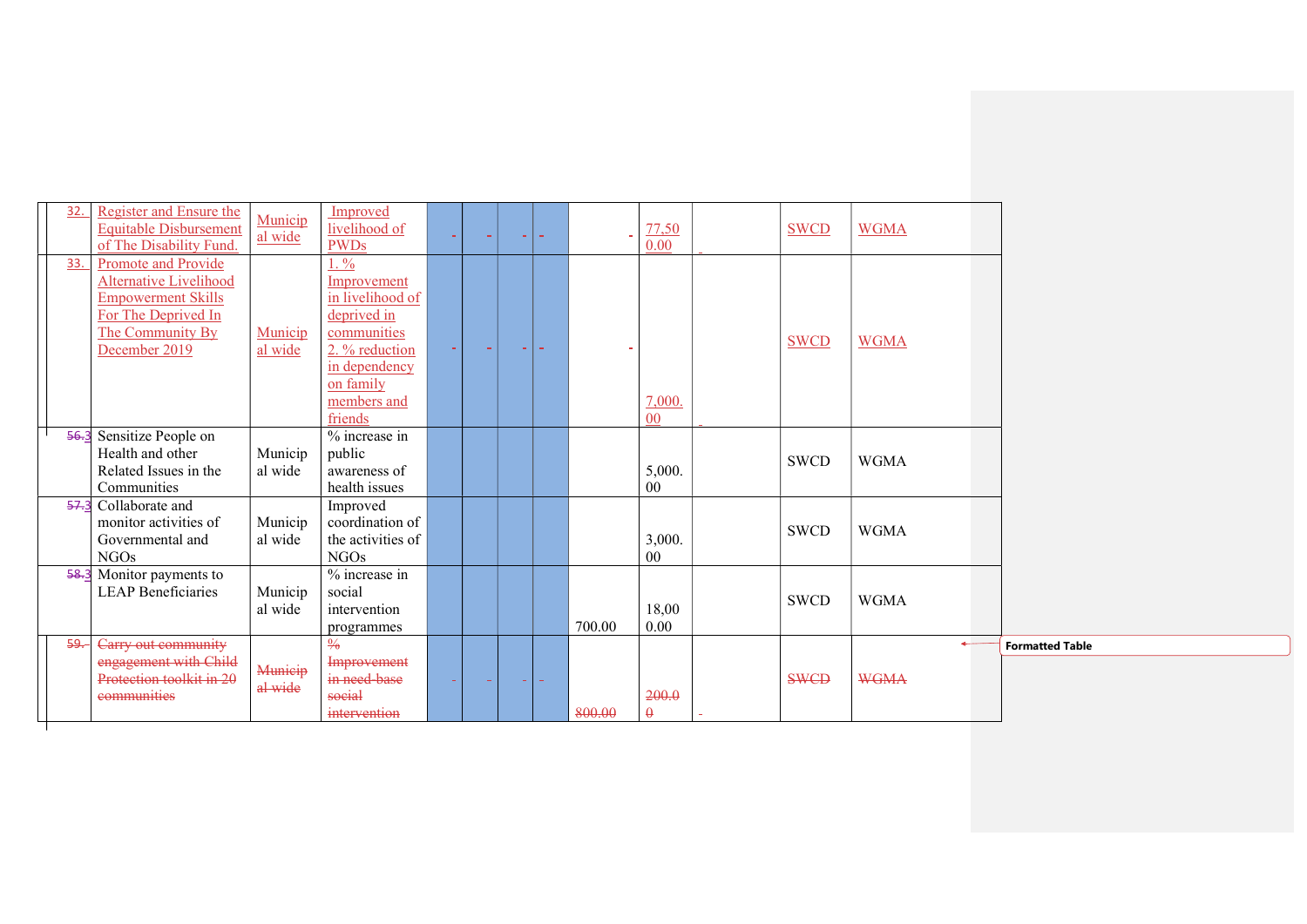| | | | | | | | | | | | | |
|---|---|---|---|---|---|---|---|---|---|---|---|---|
| 32. | Register and Ensure the Equitable Disbursement of The Disability Fund. | Municipal wide | Improved livelihood of PWDs | - | - | - | - | - | 77,500.00 | - | SWCD | WGMA |
| 33. | Promote and Provide Alternative Livelihood Empowerment Skills For The Deprived In The Community By December 2019 | Municipal wide | 1. % Improvement in livelihood of deprived in communities 2. % reduction in dependency on family members and friends | - | - | - | - | - | 7,000.00 | - | SWCD | WGMA |
| 56.3 | Sensitize People on Health and other Related Issues in the Communities | Municipal wide | % increase in public awareness of health issues | | | | | | 5,000.00 | | SWCD | WGMA |
| 57.3 | Collaborate and monitor activities of Governmental and NGOs | Municipal wide | Improved coordination of the activities of NGOs | | | | | | 3,000.00 | | SWCD | WGMA |
| 58.3 | Monitor payments to LEAP Beneficiaries | Municipal wide | % increase in social intervention programmes | | | | | 700.00 | 18,000.00 | | SWCD | WGMA |
| 59. | ~~Carry out community engagement with Child Protection toolkit in 20 communities~~ | ~~Municipal wide~~ | ~~% Improvement in need-base social intervention~~ | - | - | - | - | ~~800.00~~ | ~~200.00~~ | - | ~~SWCD~~ | ~~WGMA~~ |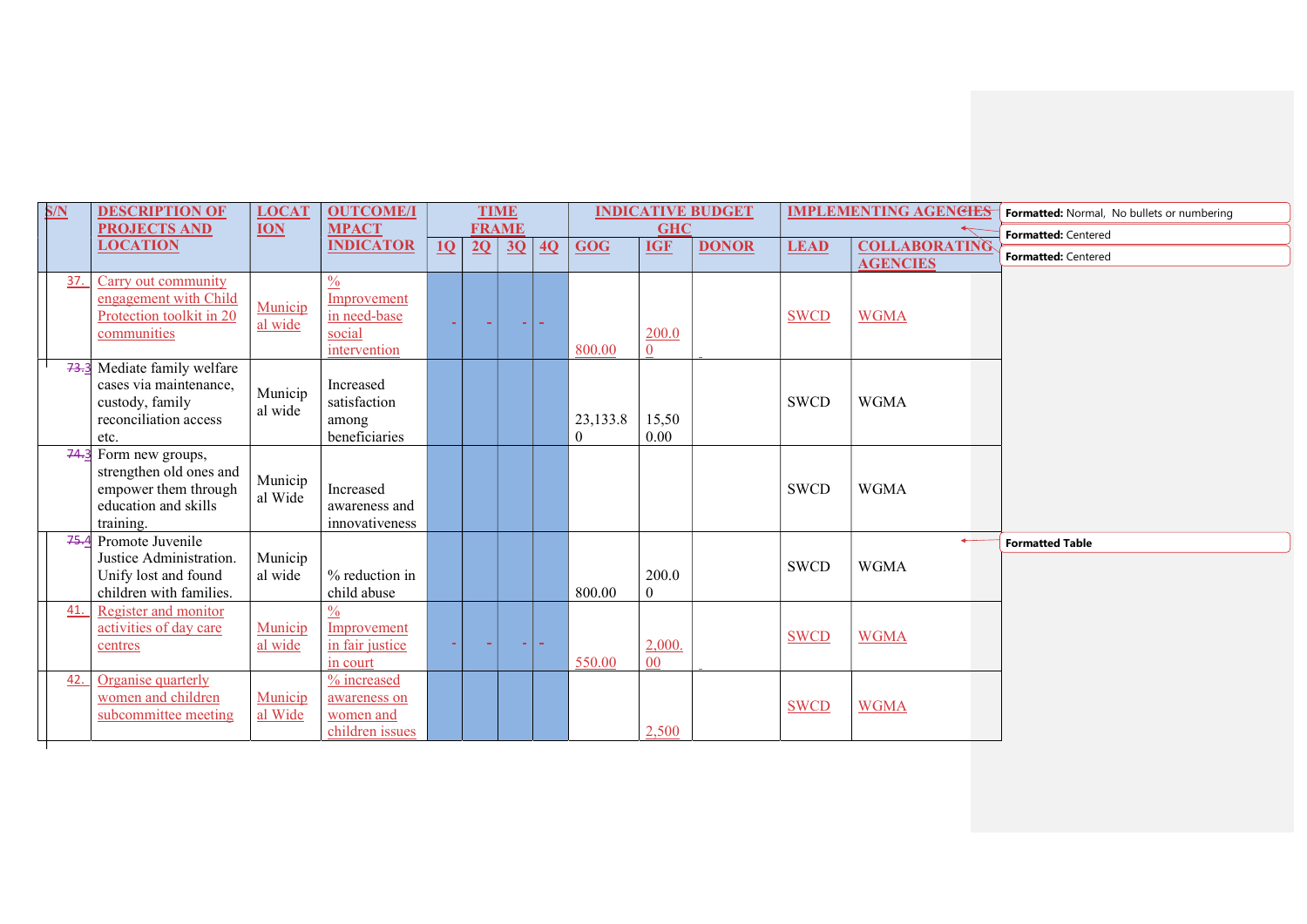| S/N | DESCRIPTION OF PROJECTS AND LOCATION | LOCATION | OUTCOME/IMPACT INDICATOR | TIME FRAME | | | | INDICATIVE BUDGET GHC | | | IMPLEMENTING AGENCIES | |
|---|---|---|---|---|---|---|---|---|---|---|---|---|
| | | | | 1Q | 2Q | 3Q | 4Q | GOG | IGF | DONOR | LEAD | COLLABORATING AGENCIES |
| 37. | Carry out community engagement with Child Protection toolkit in 20 communities | Municipal wide | % Improvement in need-base social intervention | - | - | - | - | 800.00 | 200.00 | | SWCD | WGMA |
| 73.3 | Mediate family welfare cases via maintenance, custody, family reconciliation access etc. | Municipal wide | Increased satisfaction among beneficiaries | | | | | 23,133.80 | 15,500.00 | | SWCD | WGMA |
| 74.3 | Form new groups, strengthen old ones and empower them through education and skills training. | Municipal Wide | Increased awareness and innovativeness | | | | | | | | SWCD | WGMA |
| 75.4 | Promote Juvenile Justice Administration. Unify lost and found children with families. | Municipal wide | % reduction in child abuse | | | | | 800.00 | 200.00 | | SWCD | WGMA |
| 41. | Register and monitor activities of day care centres | Municipal wide | % Improvement in fair justice in court | - | - | - | - | 550.00 | 2,000.00 | | SWCD | WGMA |
| 42. | Organise quarterly women and children subcommittee meeting | Municipal Wide | % increased awareness on women and children issues | | | | | | 2,500 | | SWCD | WGMA |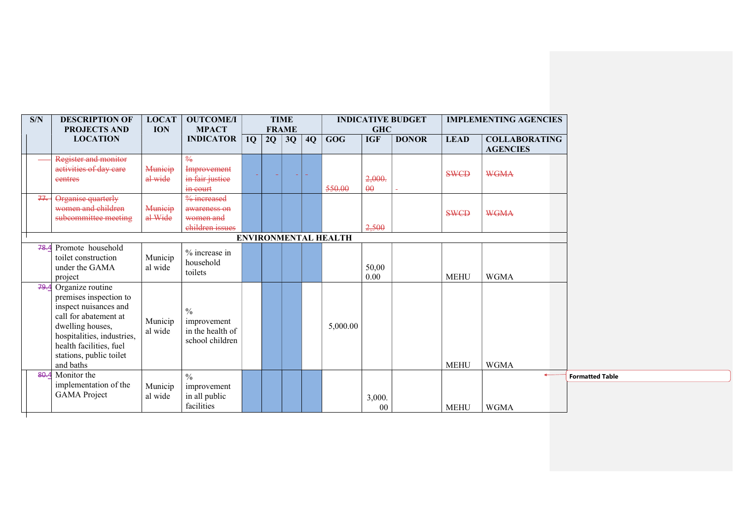| S/N | DESCRIPTION OF PROJECTS AND LOCATION | LOCATION | OUTCOME/IMPACT INDICATOR | TIME FRAME | | | | INDICATIVE BUDGET GHC | | | IMPLEMENTING AGENCIES | |
|---|---|---|---|---|---|---|---|---|---|---|---|---|
| | | | | 1Q | 2Q | 3Q | 4Q | GOG | IGF | DONOR | LEAD | COLLABORATING AGENCIES |
| | ~~Register and monitor activities of day care centres~~ | ~~Municipal wide~~ | ~~% Improvement in fair justice in court~~ | - | - | - | - | ~~550.00~~ | ~~2,000.00~~ | - | ~~SWCD~~ | ~~WGMA~~ |
| ~~77.~~ | ~~Organise quarterly women and children subcommittee meeting~~ | ~~Municipal Wide~~ | ~~% increased awareness on women and children issues~~ | | | | | | ~~2,500~~ | | ~~SWCD~~ | ~~WGMA~~ |
| **ENVIRONMENTAL HEALTH** | | | | | | | | | | | | |
| ~~78.~~4 | Promote household toilet construction under the GAMA project | Municipal wide | % increase in household toilets | | | | | | 50,000.00 | | MEHU | WGMA |
| ~~79.~~4 | Organize routine premises inspection to inspect nuisances and call for abatement at dwelling houses, hospitalities, industries, health facilities, fuel stations, public toilet and baths | Municipal wide | % improvement in the health of school children | | | | | 5,000.00 | | | MEHU | WGMA |
| ~~80.~~4 | Monitor the implementation of the GAMA Project | Municipal wide | % improvement in all public facilities | | | | | | 3,000.00 | | MEHU | WGMA |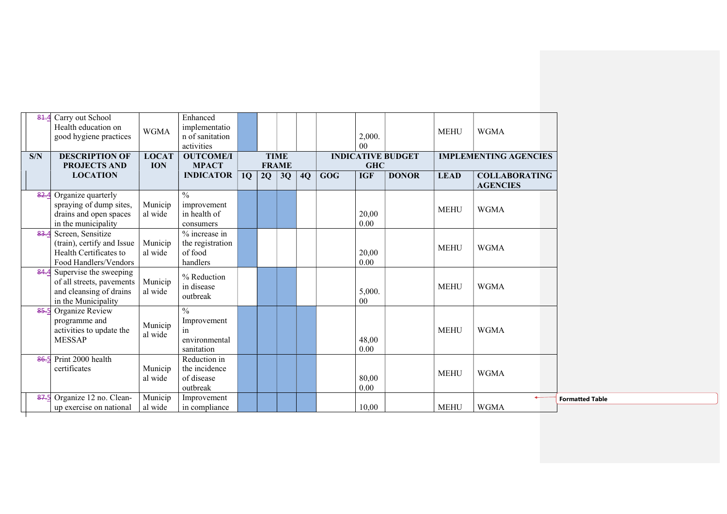| S/N | DESCRIPTION OF PROJECTS AND LOCATION | LOCATION | OUTCOME/IMPACT INDICATOR | TIME FRAME | | | | INDICATIVE BUDGET GHC | | | IMPLEMENTING AGENCIES | |
|---|---|---|---|---|---|---|---|---|---|---|---|---|
| | | | | 1Q | 2Q | 3Q | 4Q | GOG | IGF | DONOR | LEAD | COLLABORATING AGENCIES |
| 81.4 | Carry out School Health education on good hygiene practices | WGMA | Enhanced implementation of sanitation activities | | | | | | 2,000.00 | | MEHU | WGMA |
| 82.4 | Organize quarterly spraying of dump sites, drains and open spaces in the municipality | Municipal wide | % improvement in health of consumers | | | | | | 20,000.00 | | MEHU | WGMA |
| 83.4 | Screen, Sensitize (train), certify and Issue Health Certificates to Food Handlers/Vendors | Municipal wide | % increase in the registration of food handlers | | | | | | 20,000.00 | | MEHU | WGMA |
| 84.4 | Supervise the sweeping of all streets, pavements and cleansing of drains in the Municipality | Municipal wide | % Reduction in disease outbreak | | | | | | 5,000.00 | | MEHU | WGMA |
| 85.5 | Organize Review programme and activities to update the MESSAP | Municipal wide | % Improvement in environmental sanitation | | | | | | 48,000.00 | | MEHU | WGMA |
| 86.5 | Print 2000 health certificates | Municipal wide | Reduction in the incidence of disease outbreak | | | | | | 80,000.00 | | MEHU | WGMA |
| 87.5 | Organize 12 no. Clean-up exercise on national | Municipal wide | Improvement in compliance | | | | | | 10,00 | | MEHU | WGMA |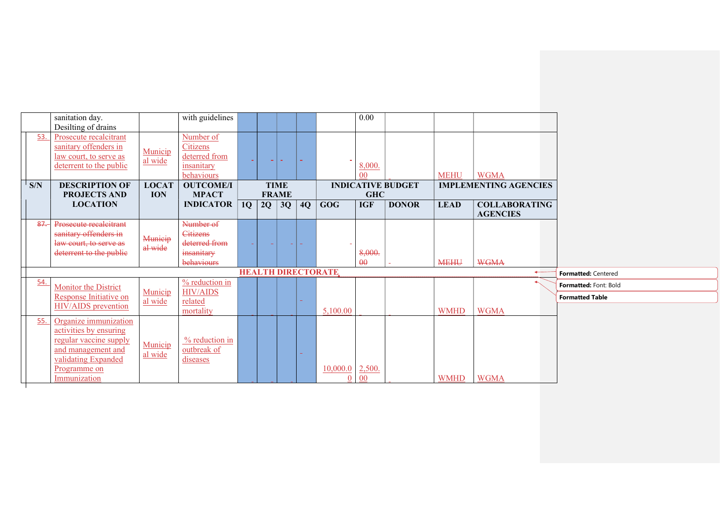| S/N | DESCRIPTION OF PROJECTS AND LOCATION | LOCATION | OUTCOME/IMPACT INDICATOR | TIME FRAME | | | | INDICATIVE BUDGET GHC | | | IMPLEMENTING AGENCIES | |
|---|---|---|---|---|---|---|---|---|---|---|---|---|
| | | | | 1Q | 2Q | 3Q | 4Q | GOG | IGF | DONOR | LEAD | COLLABORATING AGENCIES |
| | sanitation day. Desilting of drains | | with guidelines | | | | | | 0.00 | | | |
| 53. | Prosecute recalcitrant sanitary offenders in law court, to serve as deterrent to the public | Municipal wide | Number of Citizens deterred from insanitary behaviours | - | - | - | - | - | 8,000.00 | - | MEHU | WGMA |
| ~~87.~~ | ~~Prosecute recalcitrant sanitary offenders in law court, to serve as deterrent to the public~~ | ~~Municipal wide~~ | ~~Number of Citizens deterred from insanitary behaviours~~ | - | - | - | - | - | ~~8,000.00~~ | - | ~~MEHU~~ | ~~WGMA~~ |
| | **HEALTH DIRECTORATE** | | | | | | | | | | | |
| 54. | Monitor the District Response Initiative on HIV/AIDS prevention | Municipal wide | % reduction in HIV/AIDS related mortality | - | - | - | - | 5,100.00 | - | - | WMHD | WGMA |
| 55. | Organize immunization activities by ensuring regular vaccine supply and management and validating Expanded Programme on Immunization | Municipal wide | % reduction in outbreak of diseases | - | - | - | - | 10,000.00 | 2,500.00 | - | WMHD | WGMA |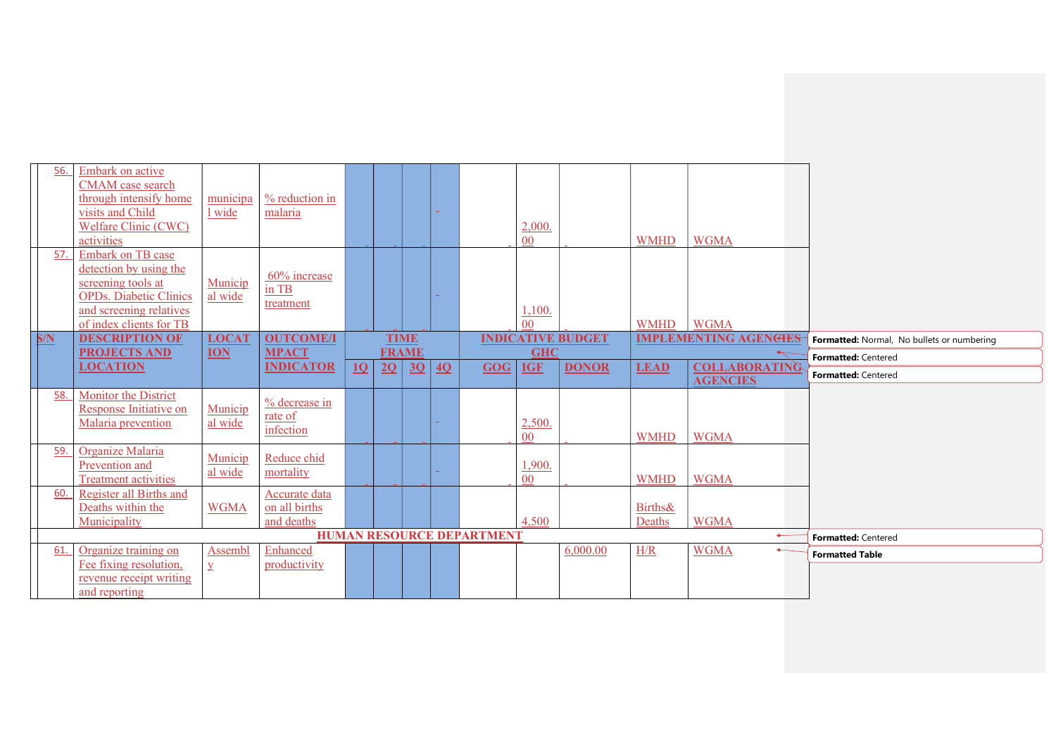| S/N | DESCRIPTION OF PROJECTS AND LOCATION | LOCATION | OUTCOME/IMPACT INDICATOR | TIME FRAME | | | | INDICATIVE BUDGET GHC | | | IMPLEMENTING AGENCIES | |
|---|---|---|---|---|---|---|---|---|---|---|---|---|
| | | | | 1Q | 2Q | 3Q | 4Q | GOG | IGF | DONOR | LEAD | COLLABORATING AGENCIES |
| 56. | Embark on active CMAM case search through intensify home visits and Child Welfare Clinic (CWC) activities | municipal wide | % reduction in malaria | | | | | | 2,000.00 | | WMHD | WGMA |
| 57. | Embark on TB case detection by using the screening tools at OPDs. Diabetic Clinics and screening relatives of index clients for TB | Municipal wide | 60% increase in TB treatment | | | | | | 1,100.00 | | WMHD | WGMA |
| 58. | Monitor the District Response Initiative on Malaria prevention | Municipal wide | % decrease in rate of infection | | | | | | 2,500.00 | | WMHD | WGMA |
| 59. | Organize Malaria Prevention and Treatment activities | Municipal wide | Reduce chid mortality | | | | | | 1,900.00 | | WMHD | WGMA |
| 60. | Register all Births and Deaths within the Municipality | WGMA | Accurate data on all births and deaths | | | | | | 4,500 | | Births& Deaths | WGMA |
| | **HUMAN RESOURCE DEPARTMENT** | | | | | | | | | | | |
| 61. | Organize training on Fee fixing resolution, revenue receipt writing and reporting | Assembly | Enhanced productivity | | | | | | | 6,000.00 | H/R | WGMA |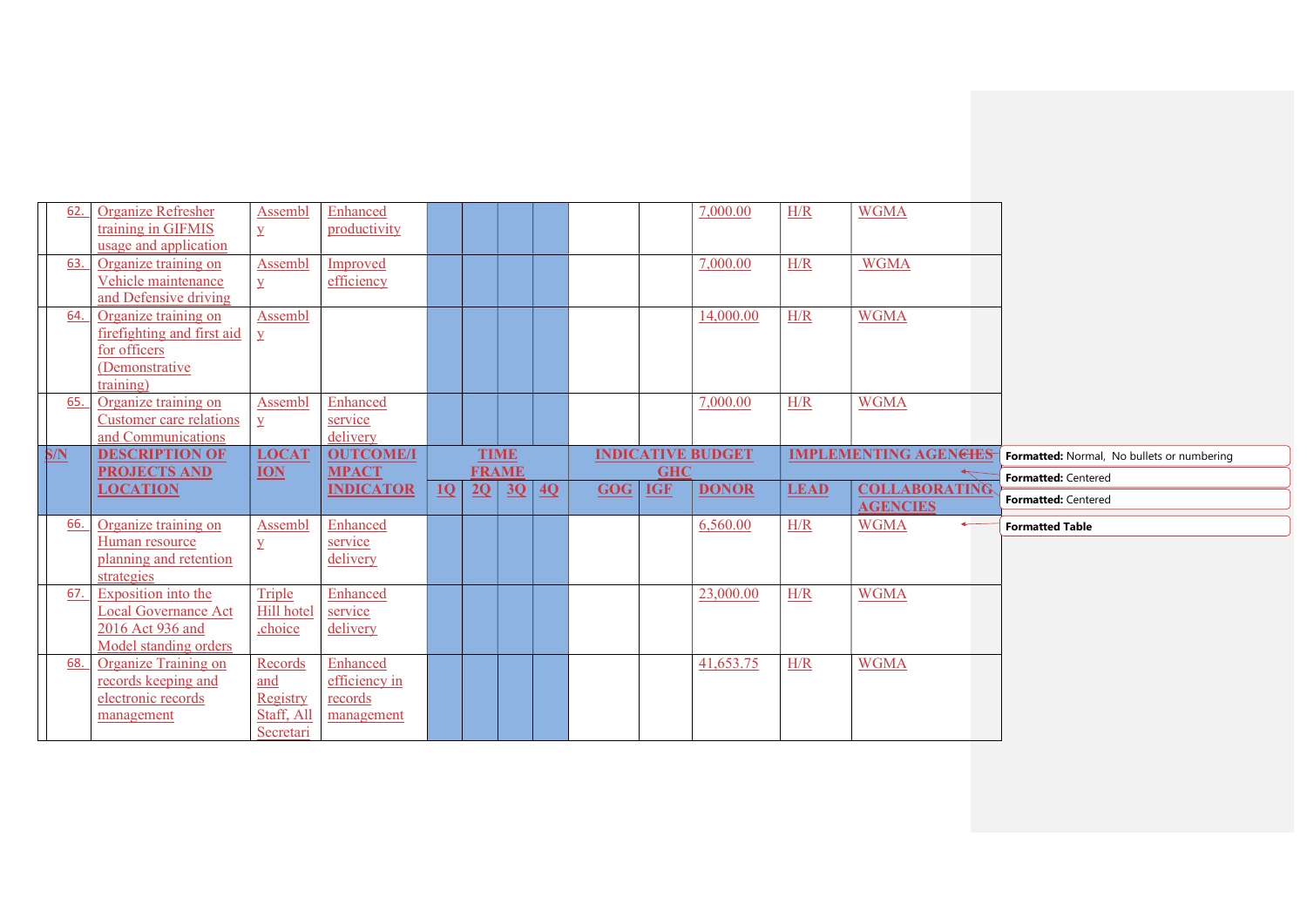| S/N | DESCRIPTION OF PROJECTS AND LOCATION | LOCATION | OUTCOME/IMPACT INDICATOR | TIME FRAME | | | | INDICATIVE BUDGET GHC | | | IMPLEMENTING AGENCIES | |
|---|---|---|---|---|---|---|---|---|---|---|---|---|
| | | | | 1Q | 2Q | 3Q | 4Q | GOG | IGF | DONOR | LEAD | COLLABORATING AGENCIES |
| 62. | Organize Refresher training in GIFMIS usage and application | Assembly | Enhanced productivity | | | | | | | 7,000.00 | H/R | WGMA |
| 63. | Organize training on Vehicle maintenance and Defensive driving | Assembly | Improved efficiency | | | | | | | 7,000.00 | H/R | WGMA |
| 64. | Organize training on firefighting and first aid for officers (Demonstrative training) | Assembly | | | | | | | | 14,000.00 | H/R | WGMA |
| 65. | Organize training on Customer care relations and Communications | Assembly | Enhanced service delivery | | | | | | | 7,000.00 | H/R | WGMA |
| 66. | Organize training on Human resource planning and retention strategies | Assembly | Enhanced service delivery | | | | | | | 6,560.00 | H/R | WGMA |
| 67. | Exposition into the Local Governance Act 2016 Act 936 and Model standing orders | Triple Hill hotel ,choice | Enhanced service delivery | | | | | | | 23,000.00 | H/R | WGMA |
| 68. | Organize Training on records keeping and electronic records management | Records and Registry Staff, All Secretari | Enhanced efficiency in records management | | | | | | | 41,653.75 | H/R | WGMA |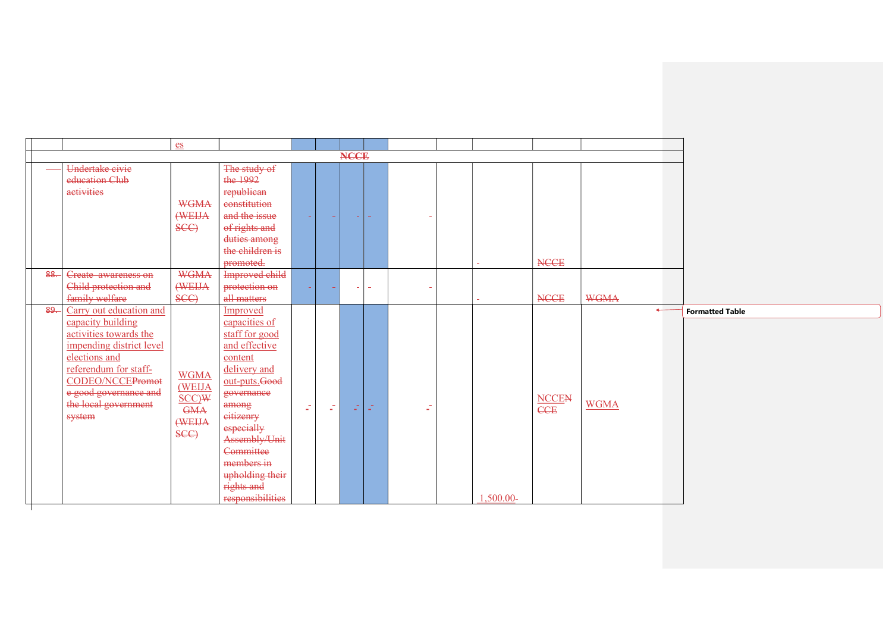| | | | | | | | | | | | | |
|---|---|---|---|---|---|---|---|---|---|---|---|---|
| | | es | | | | | | | | | | |
| NCCE | | | | | | | | | | | | |
| | Undertake civic education Club activities | WGMA (WEIJA SCC) | The study of the 1992 republican constitution and the issue of rights and duties among the children is promoted. | - | - | - | - | - | | - | NCCE | |
| 88. | Create awareness on Child protection and family welfare | WGMA (WEIJA SCC) | Improved child protection on all matters | - | - | - | - | - | | - | NCCE | WGMA |
| 89. | Carry out education and capacity building activities towards the impending district level elections and referendum for staff-CODEO/NCCEPromote good governance and the local government system | WGMA (WEIJA SCC)WGMA (WEIJA SCC) | Improved capacities of staff for good and effective content delivery and out-puts.Good governance among citizenry especially Assembly/Unit Committee members in upholding their rights and responsibilities | - | - | - | - | - | | 1,500.00- | NCCENCCE | WGMA |

Formatted Table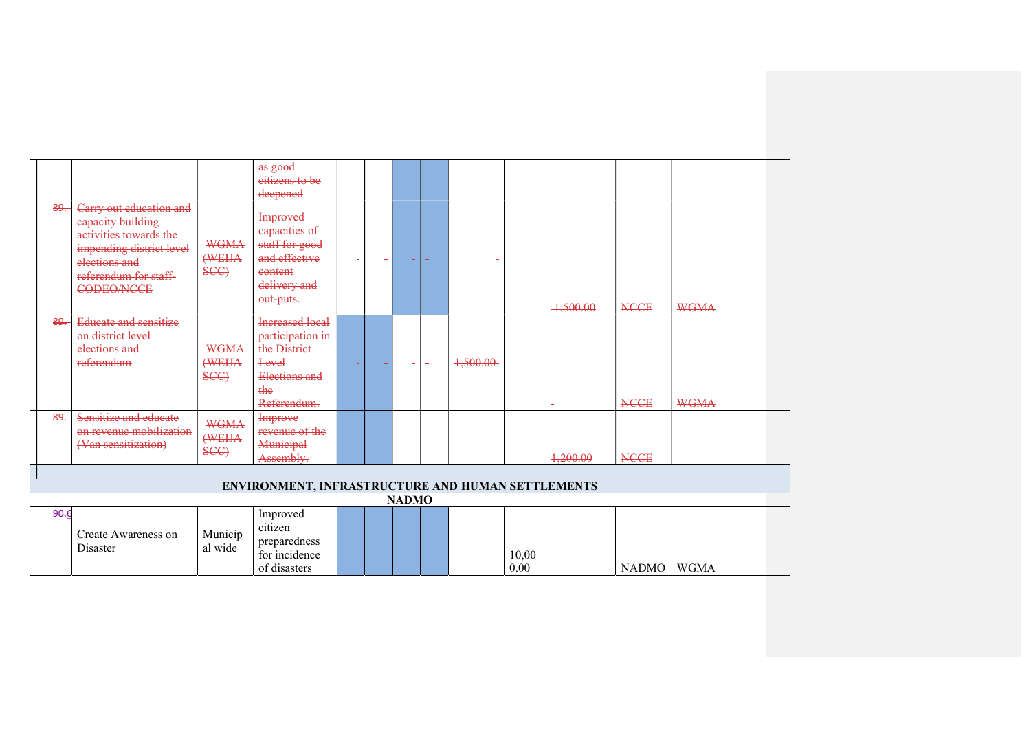| | | | | | | | | | | | | |
|---|---|---|---|---|---|---|---|---|---|---|---|---|
| | | | ~~as good citizens to be deepened~~ | | | | | | | | | |
| ~~89.~~ | ~~Carry out education and capacity building activities towards the impending district level elections and referendum for staff-CODEO/NCCE~~ | ~~WGMA (WEIJA SCC)~~ | ~~Improved capacities of staff for good and effective content delivery and out-puts.~~ | ~~-~~ | ~~-~~ | ~~-~~ | ~~-~~ | ~~-~~ | | ~~1,500.00~~ | ~~NCCE~~ | ~~WGMA~~ |
| ~~89.~~ | ~~Educate and sensitize on district level elections and referendum~~ | ~~WGMA (WEIJA SCC)~~ | ~~Increased local participation in the District Level Elections and the Referendum.~~ | ~~-~~ | ~~-~~ | ~~-~~ | ~~-~~ | ~~1,500.00~~ | | ~~-~~ | ~~NCCE~~ | ~~WGMA~~ |
| ~~89.~~ | ~~Sensitize and educate on revenue mobilization (Van sensitization)~~ | ~~WGMA (WEIJA SCC)~~ | ~~Improve revenue of the Municipal Assembly.~~ | | | | | | | ~~1,200.00~~ | ~~NCCE~~ | |
| **ENVIRONMENT, INFRASTRUCTURE AND HUMAN SETTLEMENTS** | | | | | | | | | | | | |
| **NADMO** | | | | | | | | | | | | |
| ~~90.~~6 | Create Awareness on Disaster | Municipal wide | Improved citizen preparedness for incidence of disasters | | | | | | 10,000.00 | | NADMO | WGMA |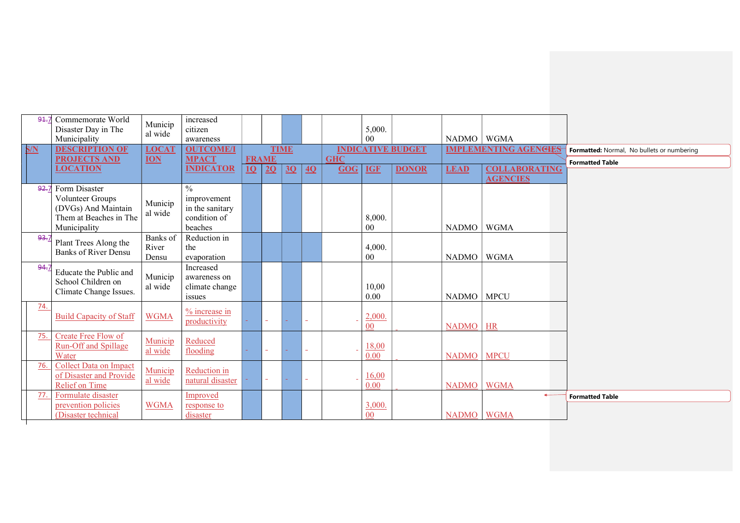| S/N | DESCRIPTION OF PROJECTS AND LOCATION | LOCATION | OUTCOME/IMPACT INDICATOR | TIME FRAME | | | | INDICATIVE BUDGET GHC | | | IMPLEMENTING AGENCIES | |
|---|---|---|---|---|---|---|---|---|---|---|---|---|
| | | | | 1Q | 2Q | 3Q | 4Q | GOG | IGF | DONOR | LEAD | COLLABORATING AGENCIES |
| 91.7 | Commemorate World Disaster Day in The Municipality | Municipal wide | increased citizen awareness | | | | | | 5,000.00 | | NADMO | WGMA |
| 92.7 | Form Disaster Volunteer Groups (DVGs) And Maintain Them at Beaches in The Municipality | Municipal wide | % improvement in the sanitary condition of beaches | | | | | | 8,000.00 | | NADMO | WGMA |
| 93.7 | Plant Trees Along the Banks of River Densu | Banks of River Densu | Reduction in the evaporation | | | | | | 4,000.00 | | NADMO | WGMA |
| 94.7 | Educate the Public and School Children on Climate Change Issues. | Municipal wide | Increased awareness on climate change issues | | | | | | 10,000.00 | | NADMO | MPCU |
| 74. | Build Capacity of Staff | WGMA | % increase in productivity | | | | | | 2,000.00 | | NADMO | HR |
| 75. | Create Free Flow of Run-Off and Spillage Water | Municipal wide | Reduced flooding | | | | | | 18,000.00 | | NADMO | MPCU |
| 76. | Collect Data on Impact of Disaster and Provide Relief on Time | Municipal wide | Reduction in natural disaster | | | | | | 16,000.00 | | NADMO | WGMA |
| 77. | Formulate disaster prevention policies (Disaster technical | WGMA | Improved response to disaster | | | | | | 3,000.00 | | NADMO | WGMA |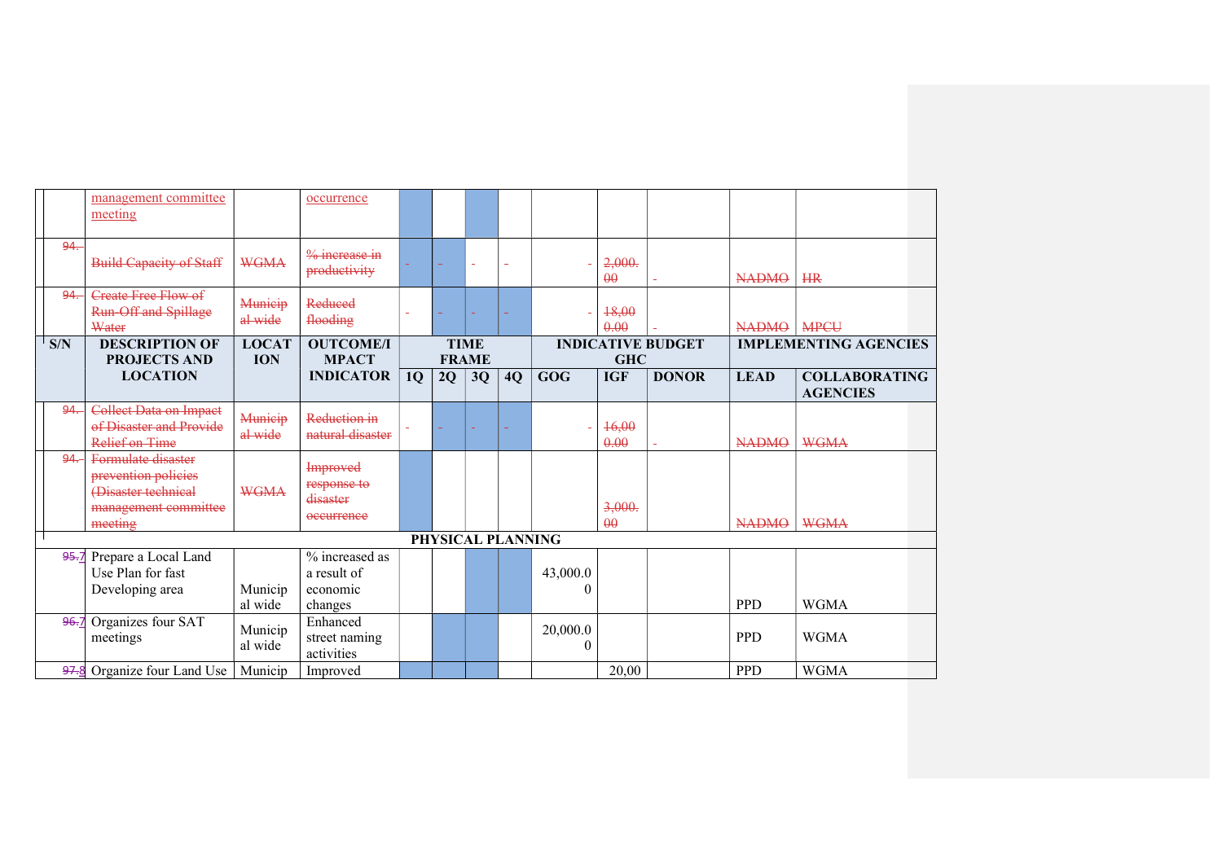| S/N | DESCRIPTION OF PROJECTS AND LOCATION | LOCATION | OUTCOME/IMPACT INDICATOR | TIME FRAME | | | | INDICATIVE BUDGET GHC | | | IMPLEMENTING AGENCIES | |
|---|---|---|---|---|---|---|---|---|---|---|---|---|
| | | | | 1Q | 2Q | 3Q | 4Q | GOG | IGF | DONOR | LEAD | COLLABORATING AGENCIES |
| | management committee meeting | | occurrence | | | | | | | | | |
| 94. | ~~Build Capacity of Staff~~ | ~~WGMA~~ | ~~% increase in productivity~~ | - | - | - | - | - | ~~2,000.00~~ | - | ~~NADMO~~ | ~~HR~~ |
| 94. | ~~Create Free Flow of Run-Off and Spillage Water~~ | ~~Municipal wide~~ | ~~Reduced flooding~~ | - | - | - | - | - | ~~18,000.00~~ | - | ~~NADMO~~ | ~~MPCU~~ |
| 94. | ~~Collect Data on Impact of Disaster and Provide Relief on Time~~ | ~~Municipal wide~~ | ~~Reduction in natural disaster~~ | - | - | - | - | - | ~~16,000.00~~ | - | ~~NADMO~~ | ~~WGMA~~ |
| 94. | ~~Formulate disaster prevention policies (Disaster technical management committee meeting~~ | ~~WGMA~~ | ~~Improved response to disaster occurrence~~ | | | | | | ~~3,000.00~~ | | ~~NADMO~~ | ~~WGMA~~ |
| **PHYSICAL PLANNING** | | | | | | | | | | | | |
| 7 | Prepare a Local Land Use Plan for fast Developing area | Municipal wide | % increased as a result of economic changes | | | | | 43,000.00 | | | PPD | WGMA |
| 7 | Organizes four SAT meetings | Municipal wide | Enhanced street naming activities | | | | | 20,000.00 | | | PPD | WGMA |
| 8 | Organize four Land Use | Municip | Improved | | | | | | 20,00 | | PPD | WGMA |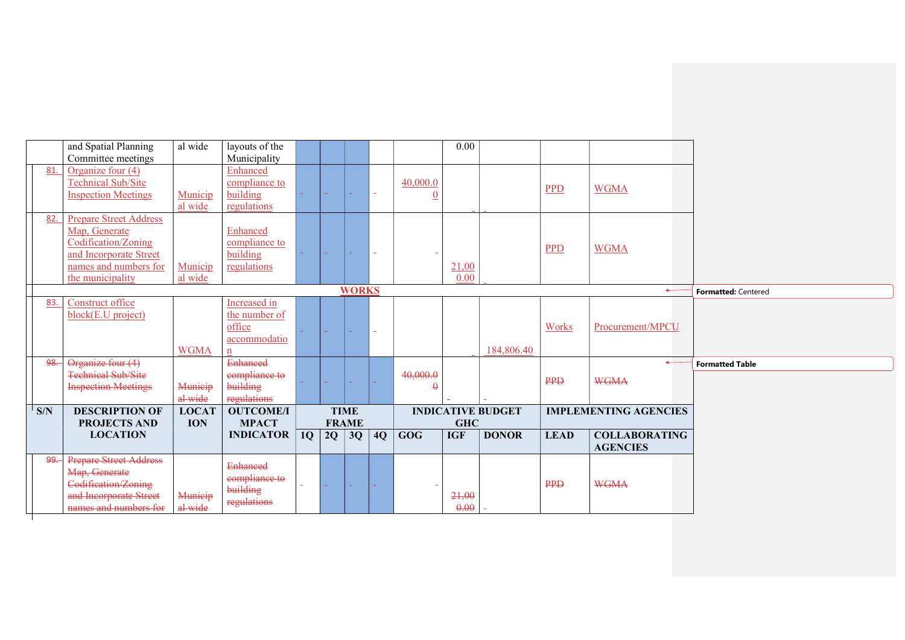| S/N | DESCRIPTION OF PROJECTS AND LOCATION | LOCATION | OUTCOME/IMPACT INDICATOR | TIME FRAME | | | | INDICATIVE BUDGET GHC | | | IMPLEMENTING AGENCIES | |
|---|---|---|---|---|---|---|---|---|---|---|---|---|
| | | | | 1Q | 2Q | 3Q | 4Q | GOG | IGF | DONOR | LEAD | COLLABORATING AGENCIES |
| | and Spatial Planning Committee meetings | al wide | layouts of the Municipality | | | | | | 0.00 | | | |
| 81. | Organize four (4) Technical Sub/Site Inspection Meetings | Municipal wide | Enhanced compliance to building regulations | - | - | - | - | 40,000.00 | - | - | PPD | WGMA |
| 82. | Prepare Street Address Map, Generate Codification/Zoning and Incorporate Street names and numbers for the municipality | Municipal wide | Enhanced compliance to building regulations | - | - | - | - | - | 21,000.00 | - | PPD | WGMA |
| **WORKS** | | | | | | | | | | | | |
| 83. | Construct office block(E.U project) | WGMA | Increased in the number of office accommodation | - | - | - | - | | - | 184,806.40 | Works | Procurement/MPCU |
| ~~98.~~ | ~~Organize four (4) Technical Sub/Site Inspection Meetings~~ | ~~Municipal wide~~ | ~~Enhanced compliance to building regulations~~ | - | - | - | - | ~~40,000.00~~ | - | - | ~~PPD~~ | ~~WGMA~~ |
| ~~99.~~ | ~~Prepare Street Address Map, Generate Codification/Zoning and Incorporate Street names and numbers for~~ | ~~Municipal wide~~ | ~~Enhanced compliance to building regulations~~ | - | - | - | - | - | ~~21,000.00~~ | - | ~~PPD~~ | ~~WGMA~~ |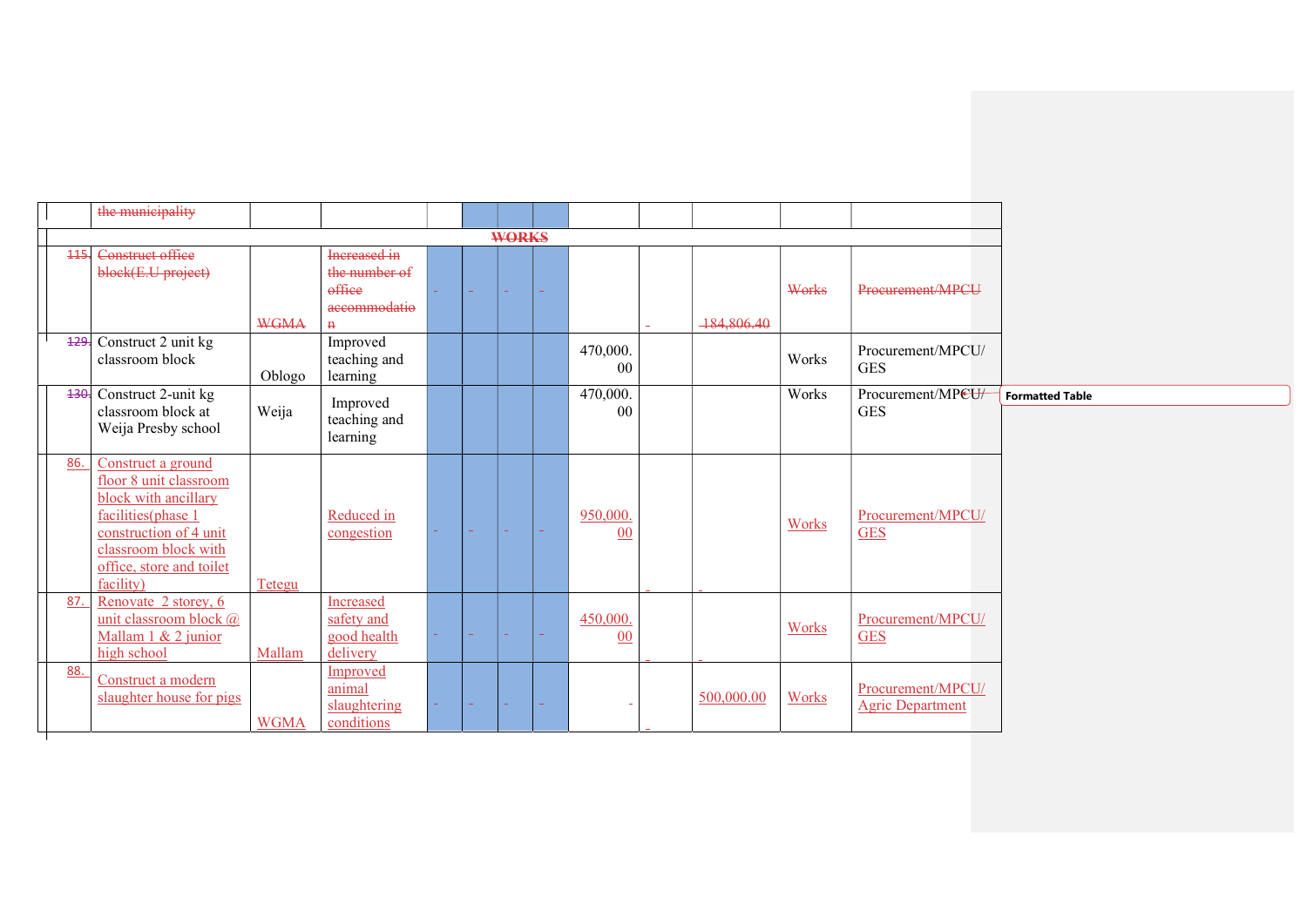| | | | | | | | | | | | | |
|---|---|---|---|---|---|---|---|---|---|---|---|---|
| | the municipality | | | | | | | | | | | |
| | | | | | **WORKS** | | | | | | | |
| 115. | Construct office block(E.U project) | WGMA | Increased in the number of office accommodation | - | - | - | - | | - | 184,806.40 | Works | Procurement/MPCU |
| 129. | Construct 2 unit kg classroom block | Oblogo | Improved teaching and learning | | | | | 470,000.00 | | | Works | Procurement/MPCU/GES |
| 130. | Construct 2-unit kg classroom block at Weija Presby school | Weija | Improved teaching and learning | | | | | 470,000.00 | | | Works | Procurement/MPCU/GES |
| 86. | Construct a ground floor 8 unit classroom block with ancillary facilities(phase 1 construction of 4 unit classroom block with office, store and toilet facility) | Tetegu | Reduced in congestion | - | - | - | - | 950,000.00 | - | - | Works | Procurement/MPCU/GES |
| 87. | Renovate 2 storey, 6 unit classroom block @ Mallam 1 & 2 junior high school | Mallam | Increased safety and good health delivery | - | - | - | - | 450,000.00 | - | - | Works | Procurement/MPCU/GES |
| 88. | Construct a modern slaughter house for pigs | WGMA | Improved animal slaughtering conditions | - | - | - | - | - | - | 500,000.00 | Works | Procurement/MPCU/Agric Department |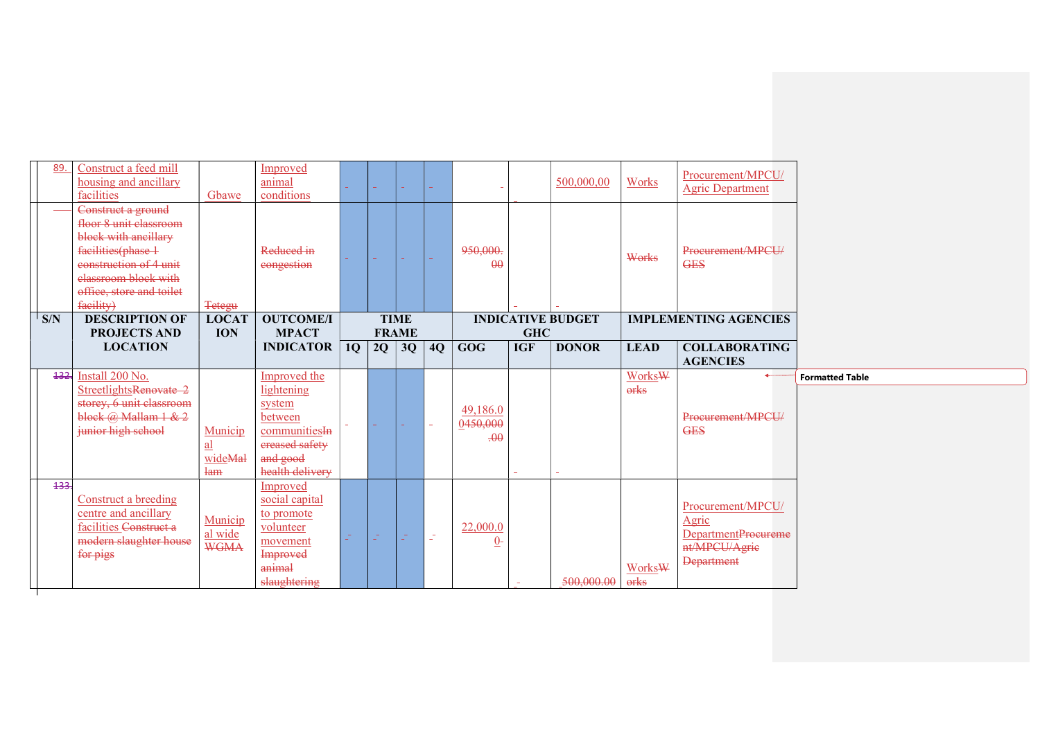| S/N | DESCRIPTION OF PROJECTS AND LOCATION | LOCATION | OUTCOME/IMPACT INDICATOR | TIME FRAME | | | | INDICATIVE BUDGET GHC | | | IMPLEMENTING AGENCIES | |
|---|---|---|---|---|---|---|---|---|---|---|---|---|
| | | | | 1Q | 2Q | 3Q | 4Q | GOG | IGF | DONOR | LEAD | COLLABORATING AGENCIES |
| 89. | Construct a feed mill housing and ancillary facilities | Gbawe | Improved animal conditions | - | - | - | - | - | | 500,000,00 | Works | Procurement/MPCU/ Agric Department |
| | ~~Construct a ground floor 8 unit classroom block with ancillary facilities(phase 1 construction of 4 unit classroom block with office, store and toilet facility)~~ | ~~Tetegu~~ | ~~Reduced in congestion~~ | - | - | - | - | ~~950,000.00~~ | - | - | ~~Works~~ | ~~Procurement/MPCU/ GES~~ |
| ~~132.~~ | Install 200 No. Streetlights~~Renovate 2 storey, 6 unit classroom block @ Mallam 1 & 2 junior high school~~ | Municipal wide~~Mallam~~ | Improved the lightening system between communities~~Increased safety and good health delivery~~ | - | - | - | - | 49,186.00~~450,000.00~~ | - | - | Works~~Works~~ | ~~Procurement/MPCU/ GES~~ |
| ~~133.~~ | Construct a breeding centre and ancillary facilities ~~Construct a modern slaughter house for pigs~~ | Municipal wide ~~WGMA~~ | Improved social capital to promote volunteer movement ~~Improved animal slaughtering~~ | - | - | - | - | 22,000.00- | - | 500,000.00 | Works~~Works~~ | Procurement/MPCU/ Agric Department~~Procurement/MPCU/Agric Department~~ |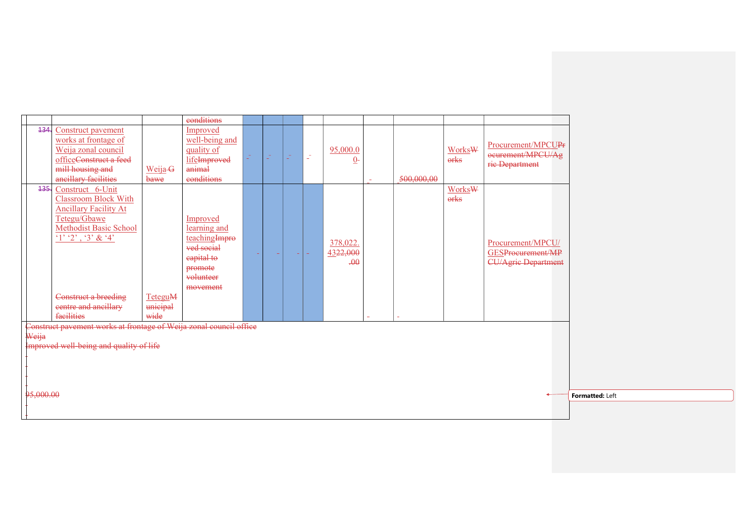| | | | | | | | | | | | | |
|---|---|---|---|---|---|---|---|---|---|---|---|---|
| | | | conditions | | | | | | | | | |
| 134. | Construct pavement works at frontage of Weija zonal council officeConstruct a feed mill housing and ancillary facilities | Weija G bawe | Improved well-being and quality of lifeImproved animal conditions | - | - | - | - | 95,000.00- | - | 500,000.00 | WorksWorks | Procurement/MPCUProcurement/MPCU/Agric Department |
| 135. | Construct 6-Unit Classroom Block With Ancillary Facility At Tetegu/Gbawe Methodist Basic School '1' '2' , '3' & '4' Construct a breeding centre and ancillary facilities | TeteguMunicipal wide | Improved learning and teachingImproved social capital to promote volunteer movement | - | - | - | - | 378,022.4322,000.00 | - | - | WorksWorks | Procurement/MPCU/GESProcurement/MPCU/Agric Department |

Construct pavement works at frontage of Weija zonal council office
Weija
Improved well-being and quality of life
-
-
-
-
95,000.00
-
-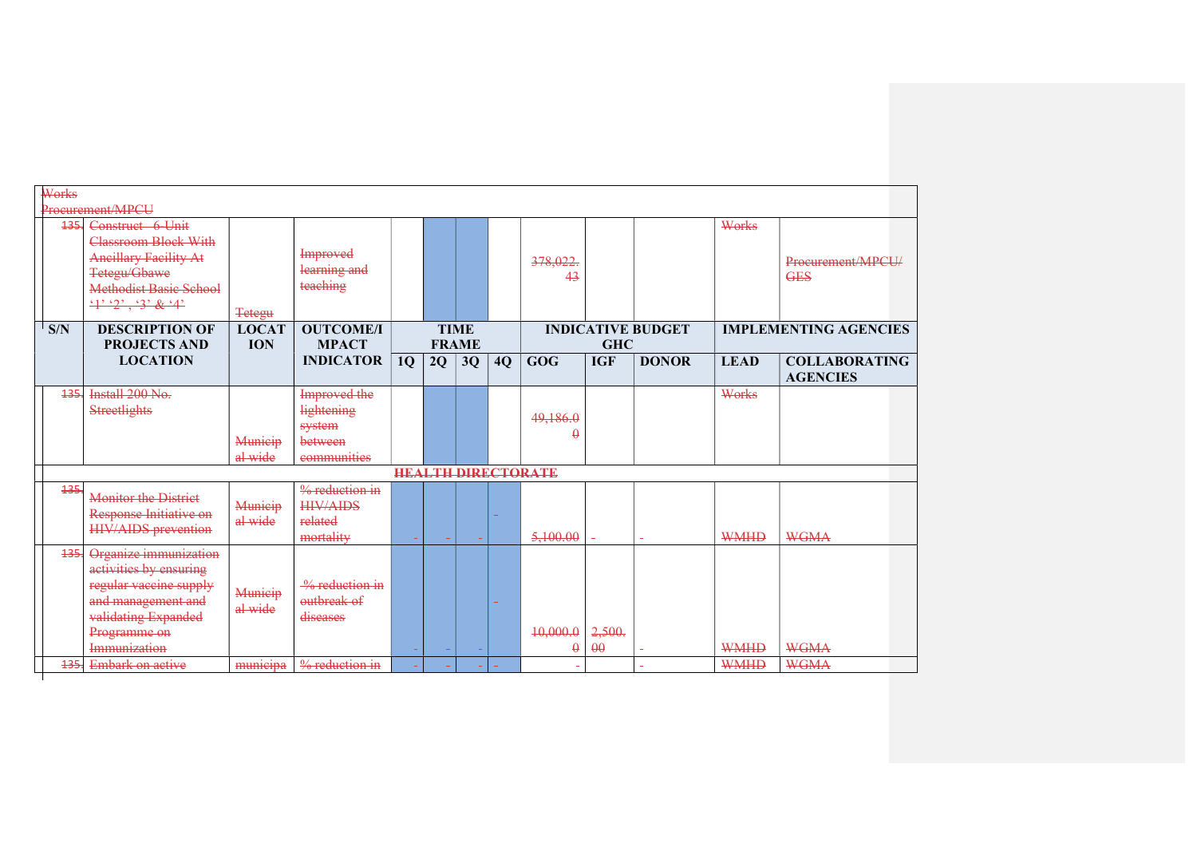| S/N | DESCRIPTION OF PROJECTS AND LOCATION | LOCATION | OUTCOME/IMPACT INDICATOR | TIME FRAME | | | | INDICATIVE BUDGET GHC | | | IMPLEMENTING AGENCIES | |
|---|---|---|---|---|---|---|---|---|---|---|---|---|
| | | | | 1Q | 2Q | 3Q | 4Q | GOG | IGF | DONOR | LEAD | COLLABORATING AGENCIES |
| | Works Procurement/MPCU | | | | | | | | | | | |
| 135. | Construct 6-Unit Classroom Block With Ancillary Facility At Tetegu/Gbawe Methodist Basic School '1' '2', '3' & '4' | Tetegu | Improved learning and teaching | | | | | 378,022.43 | | | Works | Procurement/MPCU/GES |
| 135. | Install 200 No. Streetlights | Municipal wide | Improved the lightening system between communities | | | | | 49,186.00 | | | Works | |
| | **HEALTH DIRECTORATE** | | | | | | | | | | | |
| 135. | Monitor the District Response Initiative on HIV/AIDS prevention | Municipal wide | % reduction in HIV/AIDS related mortality | - | - | - | - | 5,100.00 | - | - | WMHD | WGMA |
| 135. | Organize immunization activities by ensuring regular vaccine supply and management and validating Expanded Programme on Immunization | Municipal wide | % reduction in outbreak of diseases | - | - | - | - | 10,000.00 | 2,500.00 | - | WMHD | WGMA |
| 135. | Embark on active | municipa | % reduction in | - | - | - | - | - | | - | WMHD | WGMA |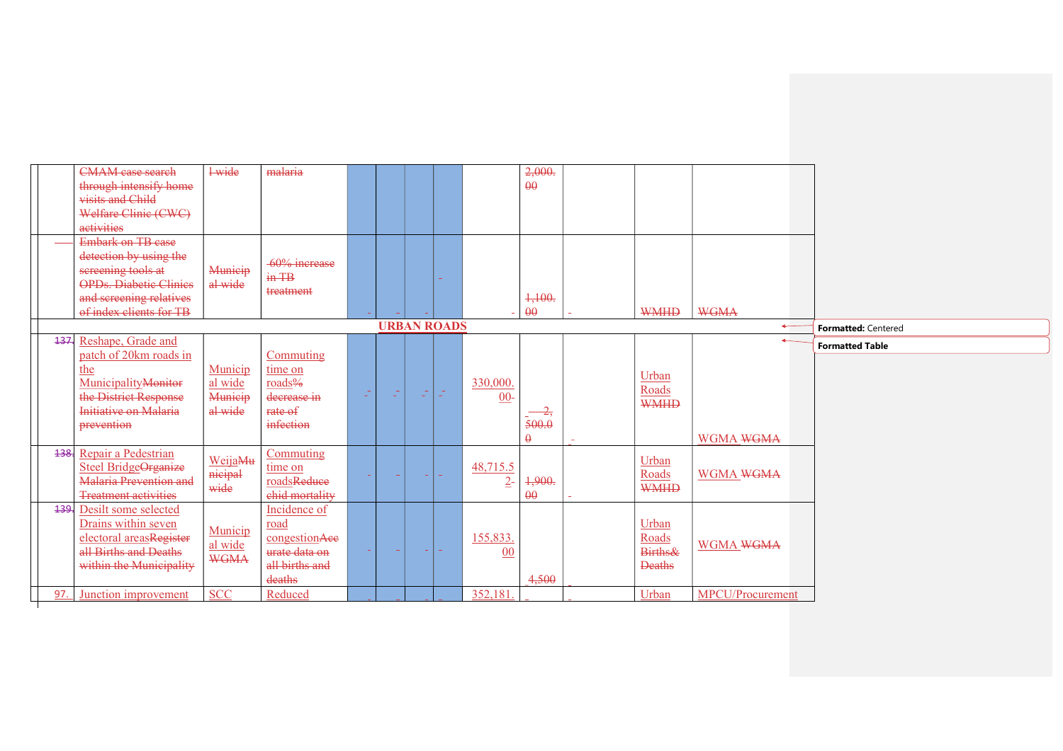| | | | | | | | | | | | | |
|---|---|---|---|---|---|---|---|---|---|---|---|---|
| | CMAM case search through intensify home visits and Child Welfare Clinic (CWC) activities | l wide | malaria | | | | | | 2,000.00 | | | |
| | Embark on TB case detection by using the screening tools at OPDs. Diabetic Clinics and screening relatives of index clients for TB | Municipal wide | 60% increase in TB treatment | - | - | - | - | - | 1,100.00 | - | WMHD | WGMA |
| | | | | | **URBAN ROADS** | | | | | | | |
| 137. | Reshape, Grade and patch of 20km roads in the MunicipalityMonitor the District Response Initiative on Malaria prevention | Municipal wide Municipal wide | Commuting time on roads% decrease in rate of infection | - | - | - | - | 330,000.00- | 2,500.00 | - | Urban Roads WMHD | WGMA WGMA |
| 138. | Repair a Pedestrian Steel BridgeOrganize Malaria Prevention and Treatment activities | WeijaMunicipal wide | Commuting time on roadsReduce chid mortality | - | - | - | - | 48,715.52- | 1,900.00 | - | Urban Roads WMHD | WGMA WGMA |
| 139. | Desilt some selected Drains within seven electoral areasRegister all Births and Deaths within the Municipality | Municipal wide WGMA | Incidence of road congestionAccurate data on all births and deaths | - | - | - | - | 155,833.00 | 4,500 | - | Urban Roads Births& Deaths | WGMA WGMA |
| 97. | Junction improvement | SCC | Reduced | - | - | - | - | 352,181. | - | - | Urban | MPCU/Procurement |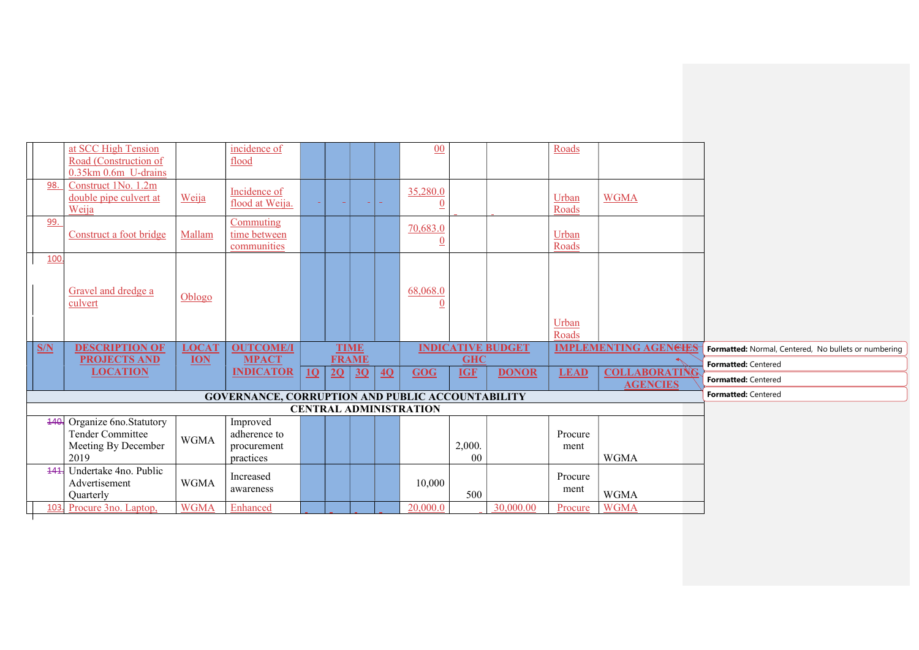| S/N | DESCRIPTION OF PROJECTS AND LOCATION | LOCATION | OUTCOME/IMPACT INDICATOR | TIME FRAME | | | | INDICATIVE BUDGET GHC | | | IMPLEMENTING AGENCIES | |
|---|---|---|---|---|---|---|---|---|---|---|---|---|
| | | | | 1Q | 2Q | 3Q | 4Q | GOG | IGF | DONOR | LEAD | COLLABORATING AGENCIES |
| | at SCC High Tension Road (Construction of 0.35km 0.6m U-drains | | incidence of flood | | | | | 00 | | | Roads | |
| 98. | Construct 1No. 1.2m double pipe culvert at Weija | Weija | Incidence of flood at Weija. | - | - | - | - | 35,280.00 | - | - | Urban Roads | WGMA |
| 99. | Construct a foot bridge | Mallam | Commuting time between communities | | | | | 70,683.00 | | | Urban Roads | |
| 100. | Gravel and dredge a culvert | Oblogo | | | | | | 68,068.00 | | | Urban Roads | |
| **GOVERNANCE, CORRUPTION AND PUBLIC ACCOUNTABILITY** | | | | | | | | | | | | |
| **CENTRAL ADMINISTRATION** | | | | | | | | | | | | |
| 140. | Organize 6no.Statutory Tender Committee Meeting By December 2019 | WGMA | Improved adherence to procurement practices | | | | | | 2,000.00 | | Procurement | WGMA |
| 141. | Undertake 4no. Public Advertisement Quarterly | WGMA | Increased awareness | | | | | 10,000 | 500 | | Procurement | WGMA |
| 103. | Procure 3no. Laptop, | WGMA | Enhanced | - | - | - | - | 20,000.0 | - | 30,000.00 | Procure | WGMA |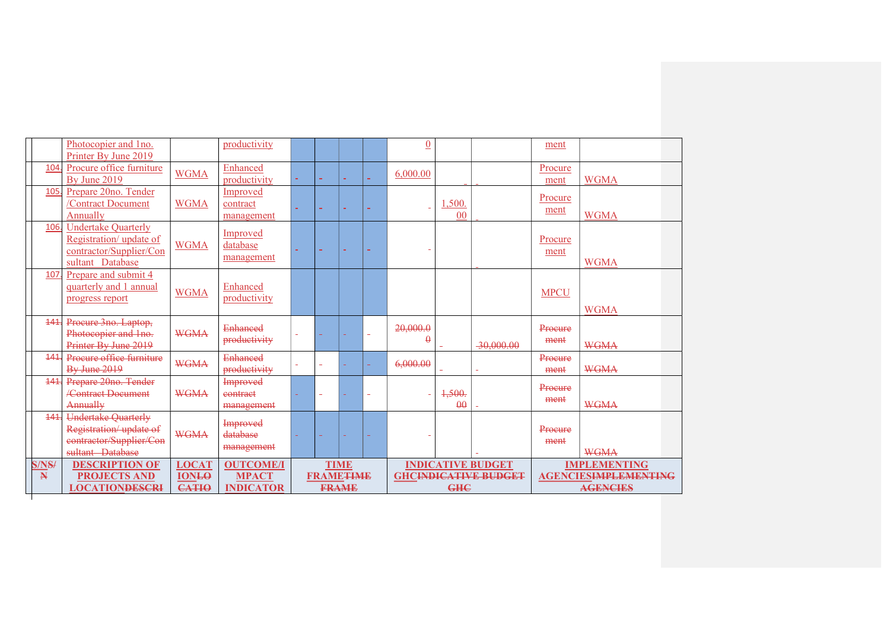| S/NS/N | DESCRIPTION OF PROJECTS AND LOCATIONDESCRI | LOCATIONLOCATIO | OUTCOME/IMPACT INDICATOR | TIME FRAMETIME FRAME | | | | INDICATIVE BUDGET GHCINDICATIVE BUDGET GHC | | | IMPLEMENTING AGENCIESIMPLEMENTING AGENCIES | |
|---|---|---|---|---|---|---|---|---|---|---|---|---|
| | Photocopier and 1no. Printer By June 2019 | | productivity | | | | | 0 | | | ment | |
| 104. | Procure office furniture By June 2019 | WGMA | Enhanced productivity | - | - | - | - | 6,000.00 | - | - | Procurement | WGMA |
| 105. | Prepare 20no. Tender /Contract Document Annually | WGMA | Improved contract management | - | - | - | - | - | 1,500.00 | - | Procurement | WGMA |
| 106. | Undertake Quarterly Registration/ update of contractor/Supplier/Consultant Database | WGMA | Improved database management | - | - | - | - | - | | - | Procurement | WGMA |
| 107. | Prepare and submit 4 quarterly and 1 annual progress report | WGMA | Enhanced productivity | | | | | | | | MPCU | WGMA |
| 141. | Procure 3no. Laptop, Photocopier and 1no. Printer By June 2019 | WGMA | Enhanced productivity | - | - | - | - | 20,000.00 | - | 30,000.00 | Procurement | WGMA |
| 141. | Procure office furniture By June 2019 | WGMA | Enhanced productivity | - | - | - | - | 6,000.00 | - | - | Procurement | WGMA |
| 141. | Prepare 20no. Tender /Contract Document Annually | WGMA | Improved contract management | - | - | - | - | - | 1,500.00 | - | Procurement | WGMA |
| 141. | Undertake Quarterly Registration/ update of contractor/Supplier/Consultant Database | WGMA | Improved database management | - | - | - | - | - | | - | Procurement | WGMA |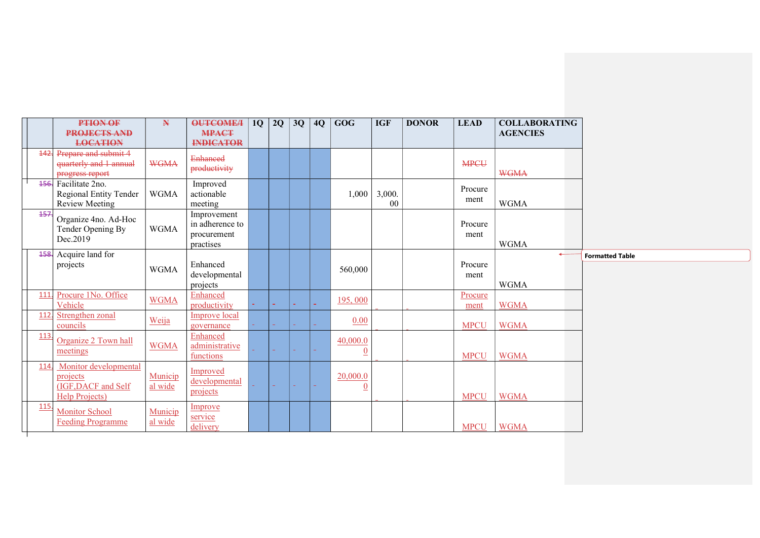| | PTION OF PROJECTS AND LOCATION | N | OUTCOME/IMPACT INDICATOR | 1Q | 2Q | 3Q | 4Q | GOG | IGF | DONOR | LEAD | COLLABORATING AGENCIES |
|---|---|---|---|---|---|---|---|---|---|---|---|---|
| 142. | Prepare and submit 4 quarterly and 1 annual progress report | WGMA | Enhanced productivity | | | | | | | | MPCU | WGMA |
| 156. | Facilitate 2no. Regional Entity Tender Review Meeting | WGMA | Improved actionable meeting | | | | | 1,000 | 3,000.00 | | Procurement | WGMA |
| 157. | Organize 4no. Ad-Hoc Tender Opening By Dec.2019 | WGMA | Improvement in adherence to procurement practises | | | | | | | | Procurement | WGMA |
| 158. | Acquire land for projects | WGMA | Enhanced developmental projects | | | | | 560,000 | | | Procurement | WGMA |
| 111. | Procure 1No. Office Vehicle | WGMA | Enhanced productivity | - | - | - | - | 195, 000 | | | Procurement | WGMA |
| 112. | Strengthen zonal councils | Weija | Improve local governance | - | - | - | - | 0.00 | | | MPCU | WGMA |
| 113. | Organize 2 Town hall meetings | WGMA | Enhanced administrative functions | - | - | - | - | 40,000.00 | | | MPCU | WGMA |
| 114. | Monitor developmental projects (IGF,DACF and Self Help Projects) | Municipal wide | Improved developmental projects | - | - | - | - | 20,000.00 | | | MPCU | WGMA |
| 115. | Monitor School Feeding Programme | Municipal wide | Improve service delivery | | | | | | | | MPCU | WGMA |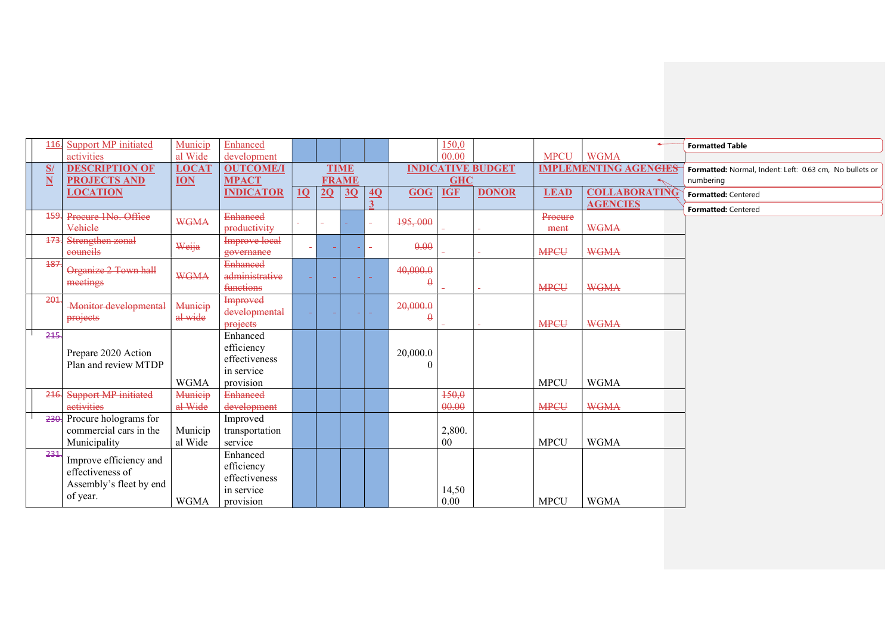| S/N | DESCRIPTION OF PROJECTS AND LOCATION | LOCATION | OUTCOME/IMPACT INDICATOR | TIME FRAME | | | | INDICATIVE BUDGET GHC | | | IMPLEMENTING AGENCIES | |
|---|---|---|---|---|---|---|---|---|---|---|---|---|
| | | | | 1Q | 2Q | 3Q | 4Q | GOG | IGF | DONOR | LEAD | COLLABORATING AGENCIES |
| 116. | Support MP initiated activities | Municipal Wide | Enhanced development | | | | | | 150,000.00 | | MPCU | WGMA |
| 159. | Procure 1No. Office Vehicle | WGMA | Enhanced productivity | - | - | - | - | 195, 000 | - | - | Procurement | WGMA |
| 173. | Strengthen zonal councils | Weija | Improve local governance | - | - | - | - | 0.00 | - | - | MPCU | WGMA |
| 187. | Organize 2 Town hall meetings | WGMA | Enhanced administrative functions | - | - | - | - | 40,000.00 | - | - | MPCU | WGMA |
| 201. | Monitor developmental projects | Municipal wide | Improved developmental projects | - | - | - | - | 20,000.00 | - | - | MPCU | WGMA |
| 215. | Prepare 2020 Action Plan and review MTDP | WGMA | Enhanced efficiency effectiveness in service provision | | | | | 20,000.00 | | | MPCU | WGMA |
| 216. | Support MP initiated activities | Municipal Wide | Enhanced development | | | | | | 150,000.00 | | MPCU | WGMA |
| 230. | Procure holograms for commercial cars in the Municipality | Municipal Wide | Improved transportation service | | | | | | 2,800.00 | | MPCU | WGMA |
| 231. | Improve efficiency and effectiveness of Assembly's fleet by end of year. | WGMA | Enhanced efficiency effectiveness in service provision | | | | | | 14,500.00 | | MPCU | WGMA |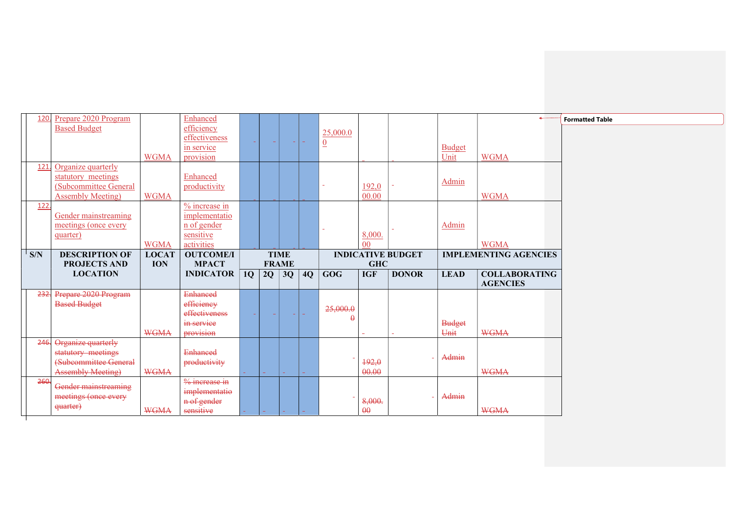| S/N | DESCRIPTION OF PROJECTS AND LOCATION | LOCATION | OUTCOME/IMPACT INDICATOR | TIME FRAME | | | | INDICATIVE BUDGET GHC | | | IMPLEMENTING AGENCIES | |
|---|---|---|---|---|---|---|---|---|---|---|---|---|
| | | | | 1Q | 2Q | 3Q | 4Q | GOG | IGF | DONOR | LEAD | COLLABORATING AGENCIES |
| 120. | Prepare 2020 Program Based Budget | WGMA | Enhanced efficiency effectiveness in service provision | - | - | - | - | 25,000.00 | - | - | Budget Unit | WGMA |
| 121. | Organize quarterly statutory meetings (Subcommittee General Assembly Meeting) | WGMA | Enhanced productivity | - | - | - | - | - | 192,000.00 | - | Admin | WGMA |
| 122. | Gender mainstreaming meetings (once every quarter) | WGMA | % increase in implementation of gender sensitive activities | - | - | - | - | - | 8,000.00 | - | Admin | WGMA |
| ~~232.~~ | ~~Prepare 2020 Program Based Budget~~ | ~~WGMA~~ | ~~Enhanced efficiency effectiveness in service provision~~ | - | - | - | - | ~~25,000.00~~ | - | - | ~~Budget Unit~~ | ~~WGMA~~ |
| ~~246.~~ | ~~Organize quarterly statutory meetings (Subcommittee General Assembly Meeting)~~ | ~~WGMA~~ | ~~Enhanced productivity~~ | - | - | - | - | - | ~~192,000.00~~ | - | ~~Admin~~ | ~~WGMA~~ |
| ~~260.~~ | ~~Gender mainstreaming meetings (once every quarter)~~ | ~~WGMA~~ | ~~% increase in implementation of gender sensitive~~ | - | - | - | - | - | ~~8,000.00~~ | - | ~~Admin~~ | ~~WGMA~~ |

Formatted Table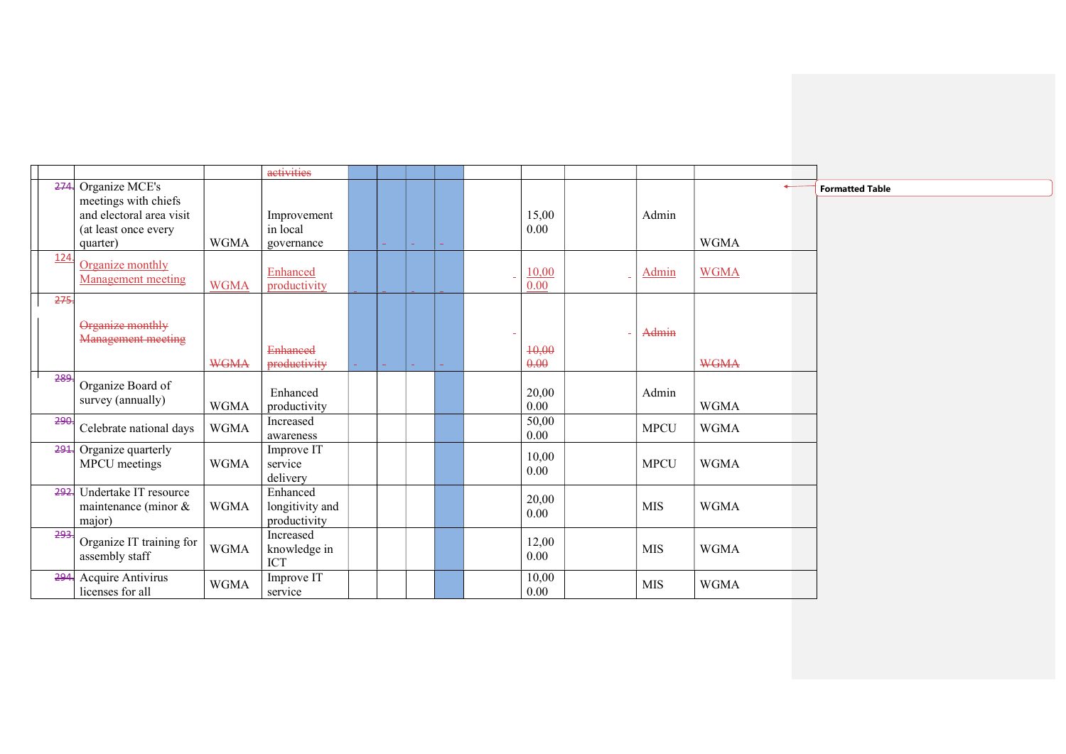| | | | | | | | | | | | | |
|---|---|---|---|---|---|---|---|---|---|---|---|---|
| | | | activities | | | | | | | | | |
| 274. | Organize MCE's meetings with chiefs and electoral area visit (at least once every quarter) | WGMA | Improvement in local governance | | | | | | 15,000.00 | | Admin | WGMA |
| 124. | Organize monthly Management meeting | WGMA | Enhanced productivity | | | | | | 10,000.00 | | Admin | WGMA |
| 275. | Organize monthly Management meeting | WGMA | Enhanced productivity | | | | | | 10,000.00 | | Admin | WGMA |
| 289. | Organize Board of survey (annually) | WGMA | Enhanced productivity | | | | | | 20,000.00 | | Admin | WGMA |
| 290. | Celebrate national days | WGMA | Increased awareness | | | | | | 50,000.00 | | MPCU | WGMA |
| 291. | Organize quarterly MPCU meetings | WGMA | Improve IT service delivery | | | | | | 10,000.00 | | MPCU | WGMA |
| 292. | Undertake IT resource maintenance (minor & major) | WGMA | Enhanced longitivity and productivity | | | | | | 20,000.00 | | MIS | WGMA |
| 293. | Organize IT training for assembly staff | WGMA | Increased knowledge in ICT | | | | | | 12,000.00 | | MIS | WGMA |
| 294. | Acquire Antivirus licenses for all | WGMA | Improve IT service | | | | | | 10,000.00 | | MIS | WGMA |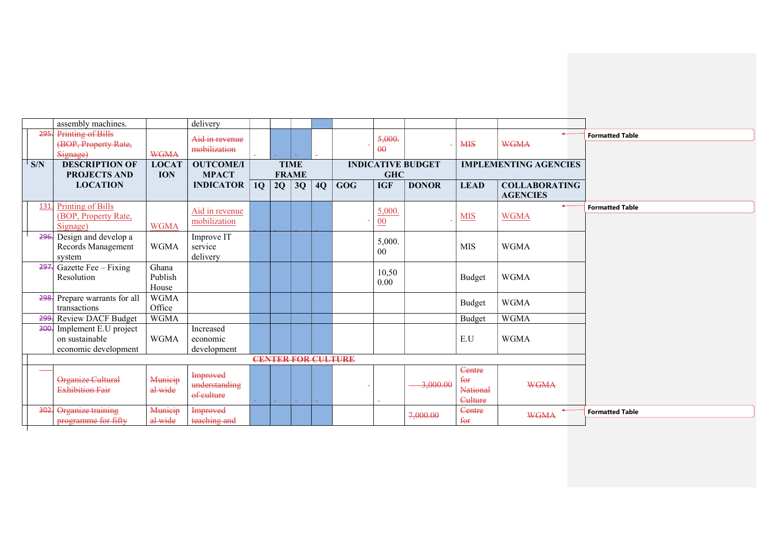| | assembly machines. | | delivery | | | | | | | | | |
|---|---|---|---|---|---|---|---|---|---|---|---|---|
| 295. | Printing of Bills (BOP, Property Rate, Signage) | WGMA | Aid in revenue mobilization | - | - | - | - | - | 5,000.00 | - | MIS | WGMA |
| **S/N** | **DESCRIPTION OF PROJECTS AND LOCATION** | **LOCATION** | **OUTCOME/IMPACT INDICATOR** | **TIME FRAME** | | | | **INDICATIVE BUDGET GHC** | | | **IMPLEMENTING AGENCIES** | |
| | | | | **1Q** | **2Q** | **3Q** | **4Q** | **GOG** | **IGF** | **DONOR** | **LEAD** | **COLLABORATING AGENCIES** |
| 131. | Printing of Bills (BOP, Property Rate, Signage) | WGMA | Aid in revenue mobilization | - | - | - | - | - | 5,000.00 | - | MIS | WGMA |
| 296. | Design and develop a Records Management system | WGMA | Improve IT service delivery | | | | | | 5,000.00 | | MIS | WGMA |
| 297. | Gazette Fee – Fixing Resolution | Ghana Publish House | | | | | | | 10,500.00 | | Budget | WGMA |
| 298. | Prepare warrants for all transactions | WGMA Office | | | | | | | | | Budget | WGMA |
| 299. | Review DACF Budget | WGMA | | | | | | | | | Budget | WGMA |
| 300. | Implement E.U project on sustainable economic development | WGMA | Increased economic development | | | | | | | | E.U | WGMA |
| **CENTER FOR CULTURE** | | | | | | | | | | | | |
| | Organize Cultural Exhibition Fair | Municipal wide | Improved understanding of culture | - | - | - | - | - | - | 3,000.00 | Centre for National Culture | WGMA |
| 302. | Organize training programme for fifty | Municipal wide | Improved teaching and | | | | | | | 7,000.00 | Centre for | WGMA |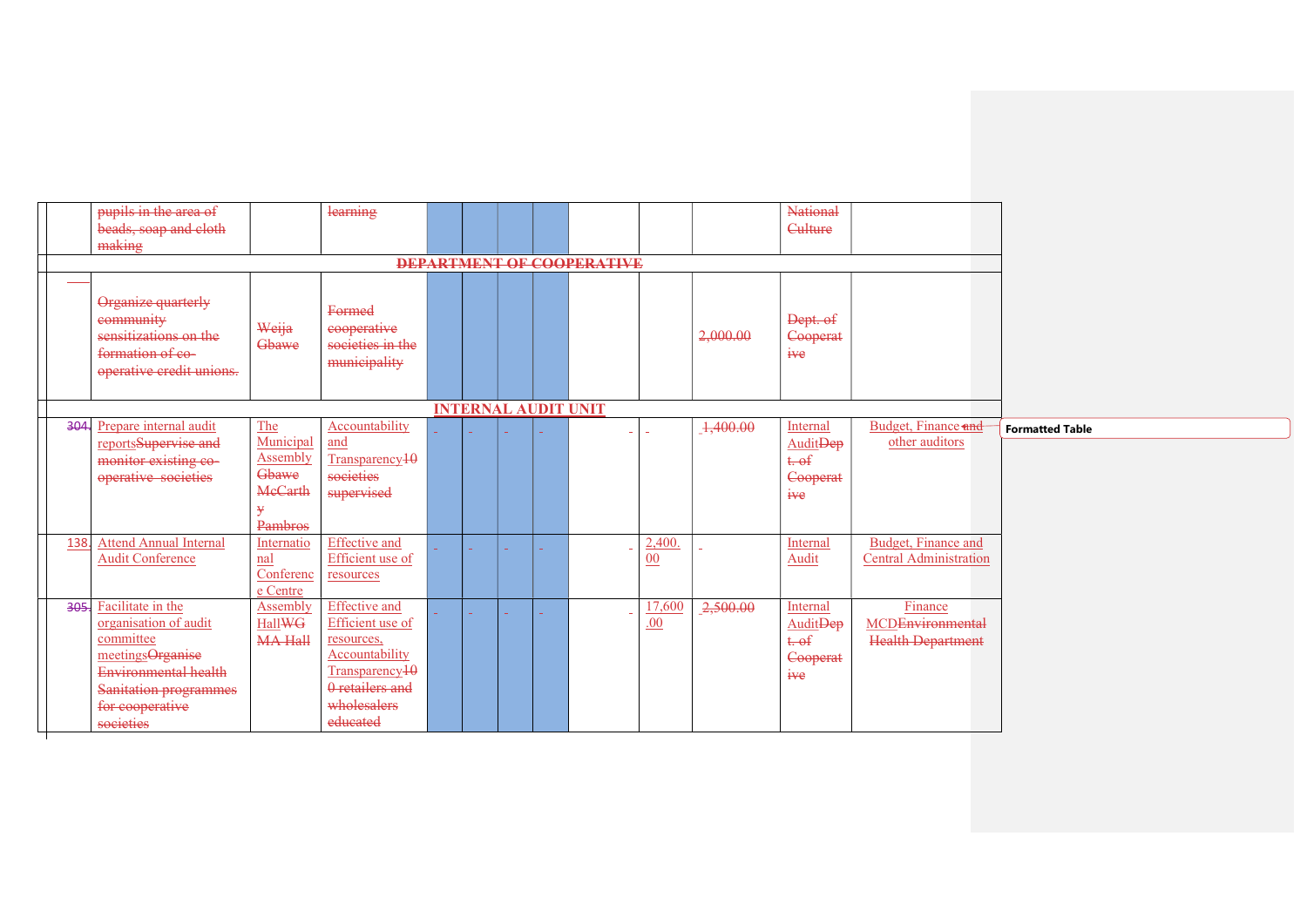| | | | | | | | | | | | | |
|---|---|---|---|---|---|---|---|---|---|---|---|---|
| | pupils in the area of beads, soap and cloth making | | learning | | | | | | | | National Culture | |
| **DEPARTMENT OF COOPERATIVE** | | | | | | | | | | | | |
| | Organize quarterly community sensitizations on the formation of co-operative credit unions. | Weija Gbawe | Formed cooperative societies in the municipality | | | | | | | 2,000.00 | Dept. of Cooperative | |
| **INTERNAL AUDIT UNIT** | | | | | | | | | | | | |
| 304. | Prepare internal audit reportsSupervise and monitor existing co-operative societies | The Municipal Assembly Gbawe McCarthy Pambros | Accountability and Transparency10 societies supervised | - | - | - | - | - | - | 1,400.00 | Internal AuditDept. of Cooperative | Budget, Finance and other auditors |
| 138. | Attend Annual Internal Audit Conference | International Conference Centre | Effective and Efficient use of resources | - | - | - | - | - | 2,400.00 | - | Internal Audit | Budget, Finance and Central Administration |
| 305. | Facilitate in the organisation of audit committee meetingsOrganise Environmental health Sanitation programmes for cooperative societies | Assembly HallWG MA Hall | Effective and Efficient use of resources, Accountability Transparency100 retailers and wholesalers educated | - | - | - | - | - | 17,600.00 | 2,500.00 | Internal AuditDept. of Cooperative | Finance MCDEnvironmental Health Department |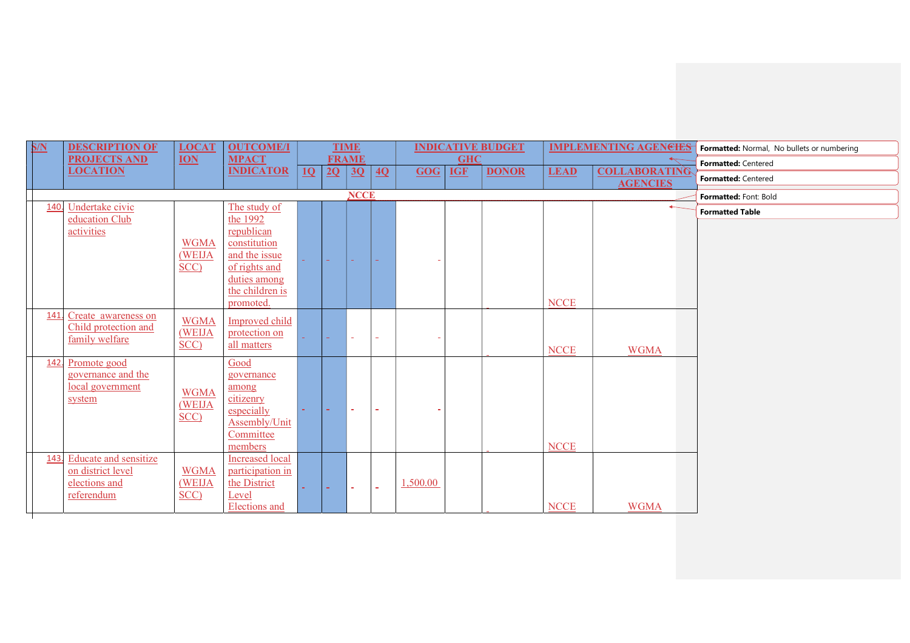| S/N | DESCRIPTION OF PROJECTS AND LOCATION | LOCATION | OUTCOME/IMPACT INDICATOR | TIME FRAME | | | | INDICATIVE BUDGET GHC | | | IMPLEMENTING AGENCIES | |
|---|---|---|---|---|---|---|---|---|---|---|---|---|
| | | | | 1Q | 2Q | 3Q | 4Q | GOG | IGF | DONOR | LEAD | COLLABORATING AGENCIES |
| **NCCE** | | | | | | | | | | | | |
| 140. | Undertake civic education Club activities | WGMA (WEIJA SCC) | The study of the 1992 republican constitution and the issue of rights and duties among the children is promoted. | - | - | - | - | - | | - | NCCE | |
| 141. | Create awareness on Child protection and family welfare | WGMA (WEIJA SCC) | Improved child protection on all matters | - | - | - | - | - | | - | NCCE | WGMA |
| 142. | Promote good governance and the local government system | WGMA (WEIJA SCC) | Good governance among citizenry especially Assembly/Unit Committee members | - | - | - | - | - | | - | NCCE | |
| 143. | Educate and sensitize on district level elections and referendum | WGMA (WEIJA SCC) | Increased local participation in the District Level Elections and | - | - | - | - | 1,500.00 | | - | NCCE | WGMA |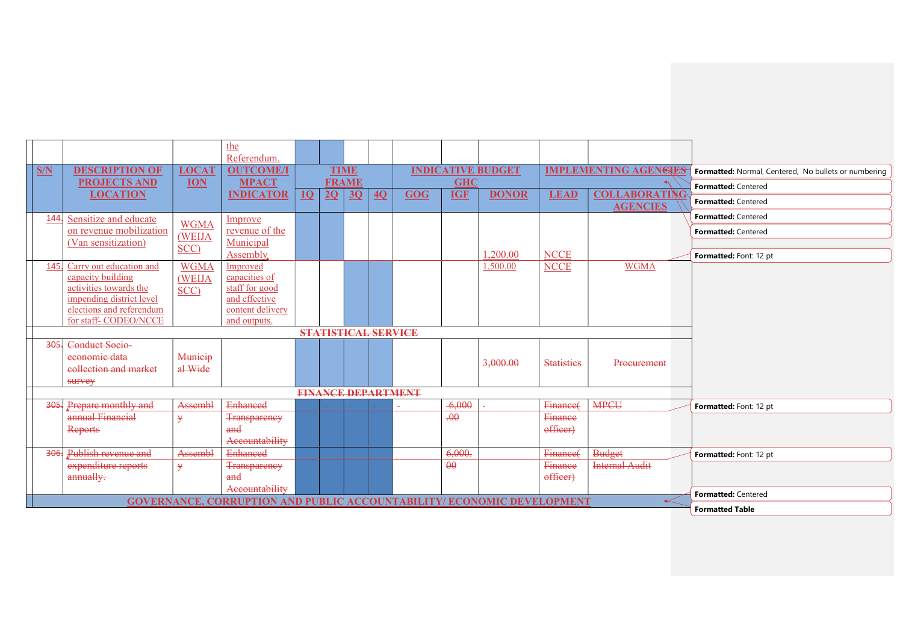| S/N | DESCRIPTION OF PROJECTS AND LOCATION | LOCATION | OUTCOME/IMPACT INDICATOR | TIME FRAME | | | | INDICATIVE BUDGET GHC | | | IMPLEMENTING AGENCIES | |
|---|---|---|---|---|---|---|---|---|---|---|---|---|
| | | | | 1Q | 2Q | 3Q | 4Q | GOG | IGF | DONOR | LEAD | COLLABORATING AGENCIES |
| | | | the Referendum. | | | | | | | | | |
| 144. | Sensitize and educate on revenue mobilization (Van sensitization) | WGMA (WEIJA SCC) | Improve revenue of the Municipal Assembly. | | | | | | | 1,200.00 | NCCE | |
| 145. | Carry out education and capacity building activities towards the impending district level elections and referendum for staff- CODEO/NCCE | WGMA (WEIJA SCC) | Improved capacities of staff for good and effective content delivery and outputs. | | | | | | | 1,500.00 | NCCE | WGMA |
| | ~~STATISTICAL SERVICE~~ | | | | | | | | | | | |
| ~~305.~~ | ~~Conduct Socio-economic data collection and market survey~~ | ~~Municipal Wide~~ | | | | | | | | ~~3,000.00~~ | ~~Statistics~~ | ~~Procurement~~ |
| | ~~FINANCE DEPARTMENT~~ | | | | | | | | | | | |
| ~~305.~~ | ~~Prepare monthly and annual Financial Reports~~ | ~~Assembly~~ | ~~Enhanced Transparency and Accountability~~ | - | - | - | - | - | ~~6,000.00~~ | - | ~~Finance( Finance officer)~~ | ~~MPCU~~ |
| ~~306.~~ | ~~Publish revenue and expenditure reports annually.~~ | ~~Assembly~~ | ~~Enhanced Transparency and Accountability~~ | | | | | | ~~6,000.00~~ | | ~~Finance( Finance officer)~~ | ~~Budget Internal Audit~~ |
| | GOVERNANCE, CORRUPTION AND PUBLIC ACCOUNTABILITY/ ECONOMIC DEVELOPMENT | | | | | | | | | | | |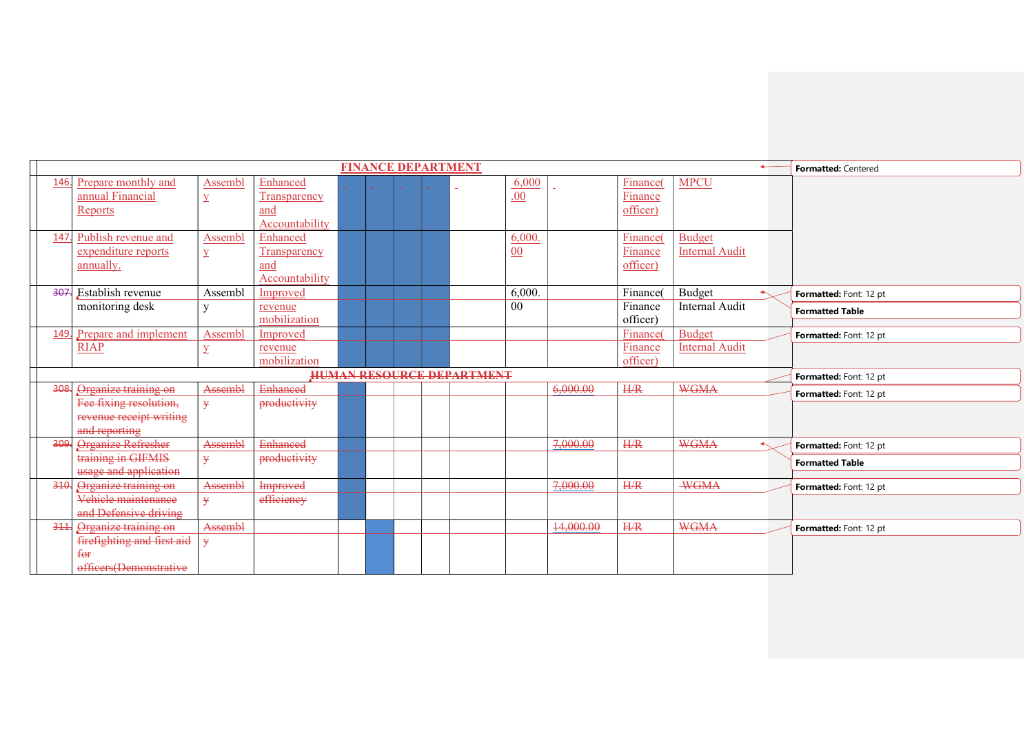| | | | | | | | | | | | | |
|---|---|---|---|---|---|---|---|---|---|---|---|---|
| **FINANCE DEPARTMENT** | | | | | | | | | | | | |
| 146. | Prepare monthly and annual Financial Reports | Assembly | Enhanced Transparency and Accountability | - | - | - | - | - | 6,000.00 | - | Finance( Finance officer) | MPCU |
| 147. | Publish revenue and expenditure reports annually. | Assembly | Enhanced Transparency and Accountability | | | | | | 6,000.00 | | Finance( Finance officer) | Budget Internal Audit |
| 307. | Establish revenue monitoring desk | Assembly | Improved revenue mobilization | | | | | | 6,000.00 | | Finance( Finance officer) | Budget Internal Audit |
| 149. | Prepare and implement RIAP | Assembly | Improved revenue mobilization | | | | | | | | Finance( Finance officer) | Budget Internal Audit |
| ~~HUMAN RESOURCE DEPARTMENT~~ | | | | | | | | | | | | |
| ~~308.~~ | ~~Organize training on Fee fixing resolution, revenue receipt writing and reporting~~ | ~~Assembly~~ | ~~Enhanced productivity~~ | | | | | | | ~~6,000.00~~ | ~~H/R~~ | ~~WGMA~~ |
| ~~309.~~ | ~~Organize Refresher training in GIFMIS usage and application~~ | ~~Assembly~~ | ~~Enhanced productivity~~ | | | | | | | ~~7,000.00~~ | ~~H/R~~ | ~~WGMA~~ |
| ~~310.~~ | ~~Organize training on Vehicle maintenance and Defensive driving~~ | ~~Assembly~~ | ~~Improved efficiency~~ | | | | | | | ~~7,000.00~~ | ~~H/R~~ | ~~-WGMA~~ |
| ~~311.~~ | ~~Organize training on firefighting and first aid for officers(Demonstrative~~ | ~~Assembly~~ | | | | | | | | ~~14,000.00~~ | ~~H/R~~ | ~~WGMA~~ |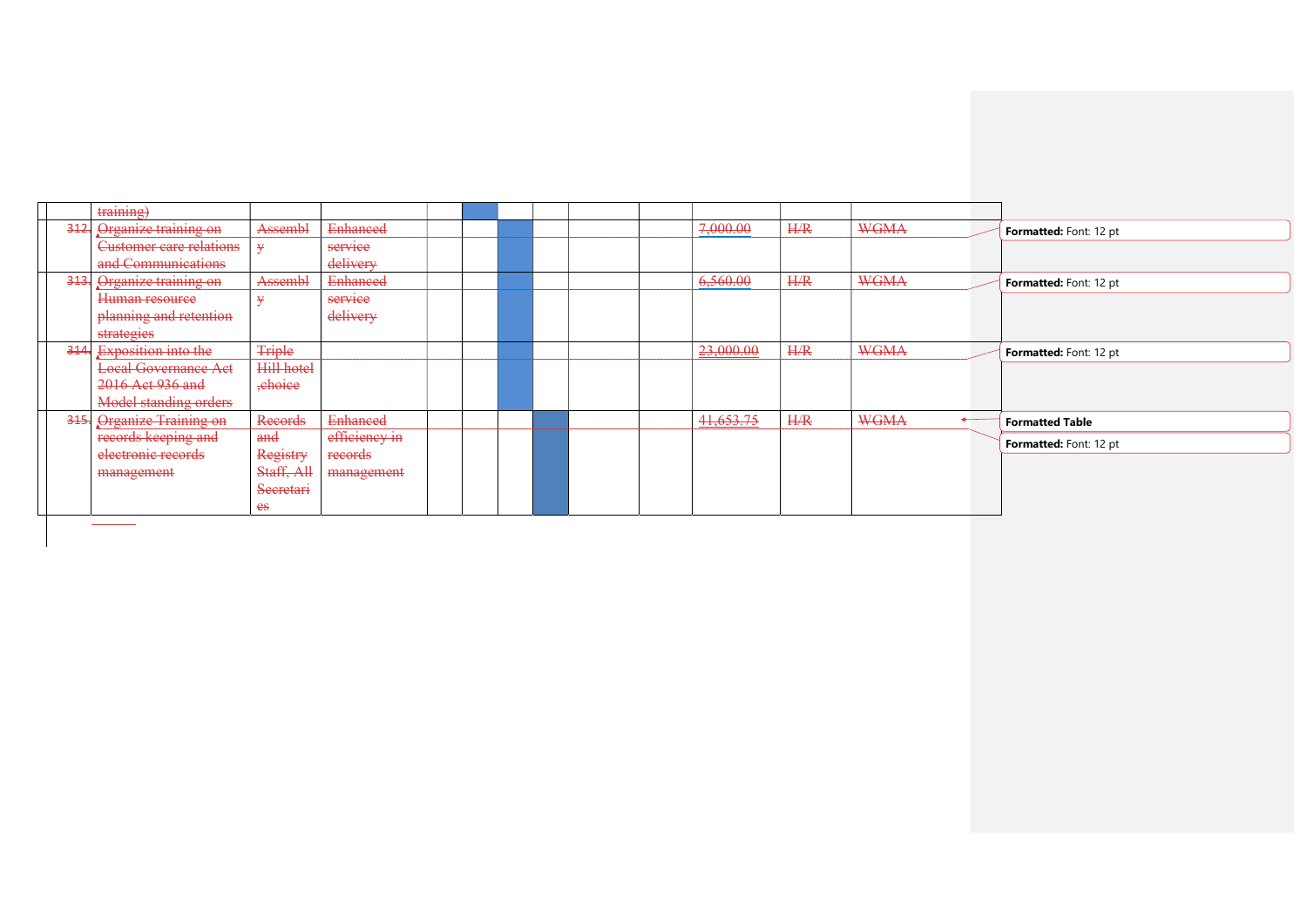| | | | | | | | | | | | | |
|---|---|---|---|---|---|---|---|---|---|---|---|---|
| | training) | | | | | | | | | | | |
| 312. | Organize training on Customer care relations and Communications | Assembly | Enhanced service delivery | | | | | | | 7,000.00 | H/R | WGMA |
| 313. | Organize training on Human resource planning and retention strategies | Assembly | Enhanced service delivery | | | | | | | 6,560.00 | H/R | WGMA |
| 314. | Exposition into the Local Governance Act 2016 Act 936 and Model standing orders | Triple Hill hotel ,choice | | | | | | | | 23,000.00 | H/R | WGMA |
| 315. | Organize Training on records keeping and electronic records management | Records and Registry Staff, All Secretaries | Enhanced efficiency in records management | | | | | | | 41,653.75 | H/R | WGMA |

Formatted: Font: 12 pt

Formatted: Font: 12 pt

Formatted: Font: 12 pt

Formatted Table

Formatted: Font: 12 pt